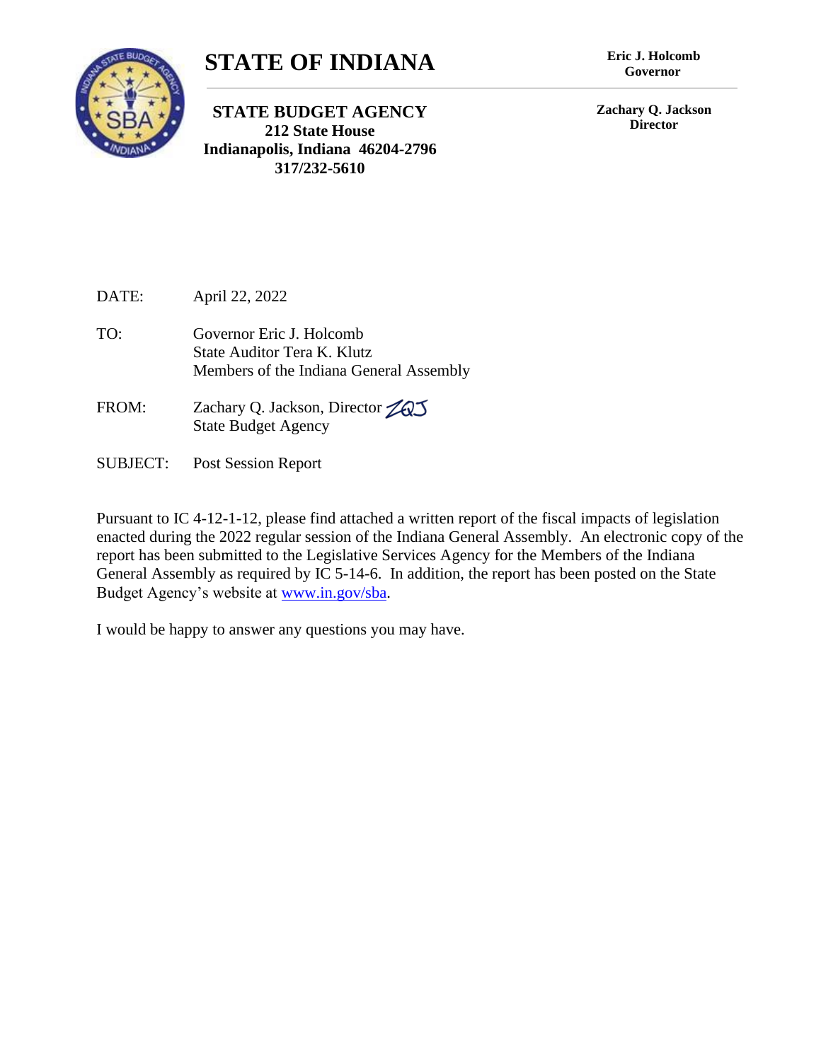# STATE OF INDIANA

**Eric J. Holcomb**
**Governor**

**STATE BUDGET AGENCY**
**212 State House**
**Indianapolis, Indiana 46204-2796**
**317/232-5610**

**Zachary Q. Jackson**
**Director**

DATE: April 22, 2022

TO: Governor Eric J. Holcomb
State Auditor Tera K. Klutz
Members of the Indiana General Assembly

FROM: Zachary Q. Jackson, Director ZQJ
State Budget Agency

SUBJECT: Post Session Report

Pursuant to IC 4-12-1-12, please find attached a written report of the fiscal impacts of legislation enacted during the 2022 regular session of the Indiana General Assembly. An electronic copy of the report has been submitted to the Legislative Services Agency for the Members of the Indiana General Assembly as required by IC 5-14-6. In addition, the report has been posted on the State Budget Agency's website at www.in.gov/sba.

I would be happy to answer any questions you may have.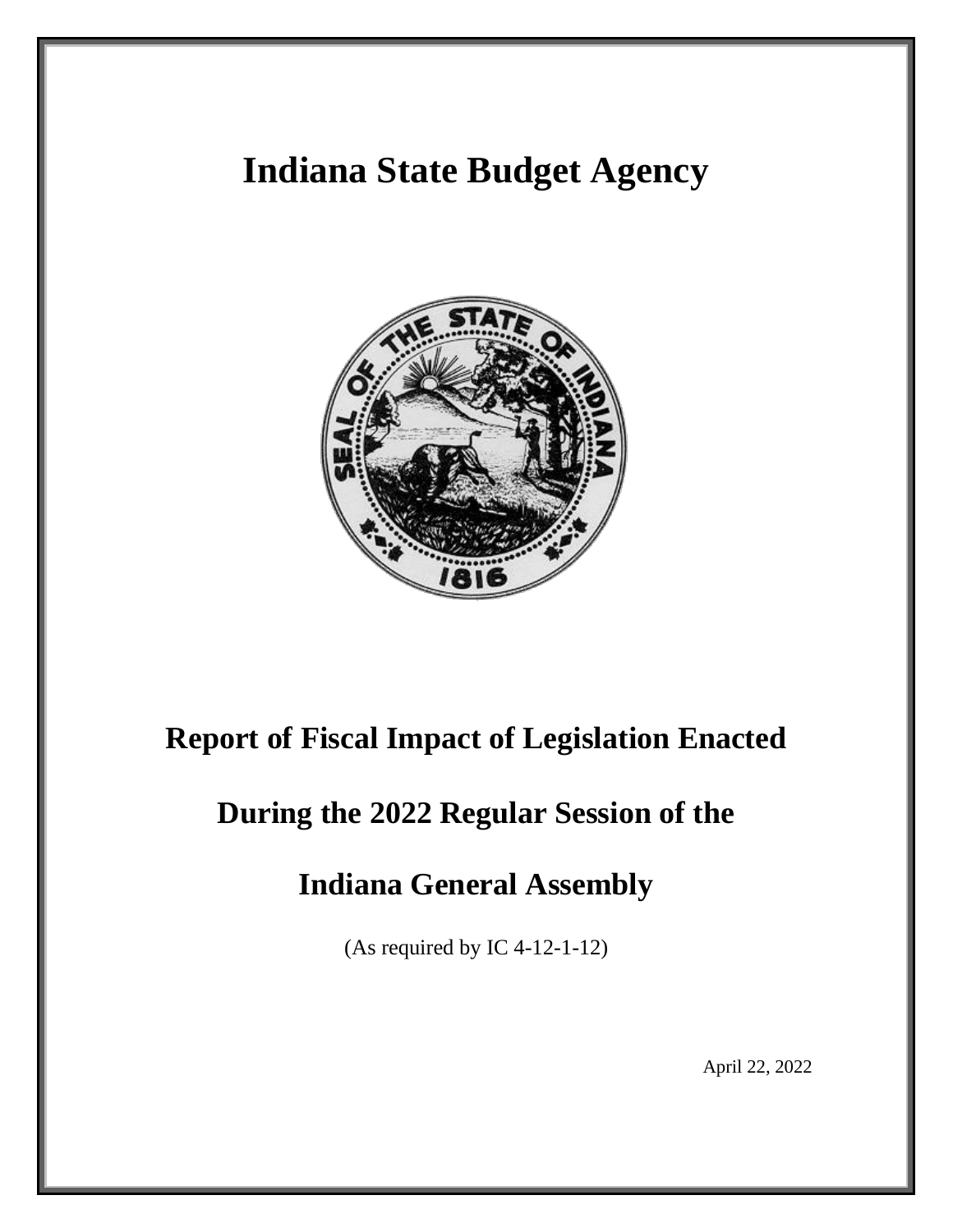# Indiana State Budget Agency

# Report of Fiscal Impact of Legislation Enacted

# During the 2022 Regular Session of the

# Indiana General Assembly

(As required by IC 4-12-1-12)

April 22, 2022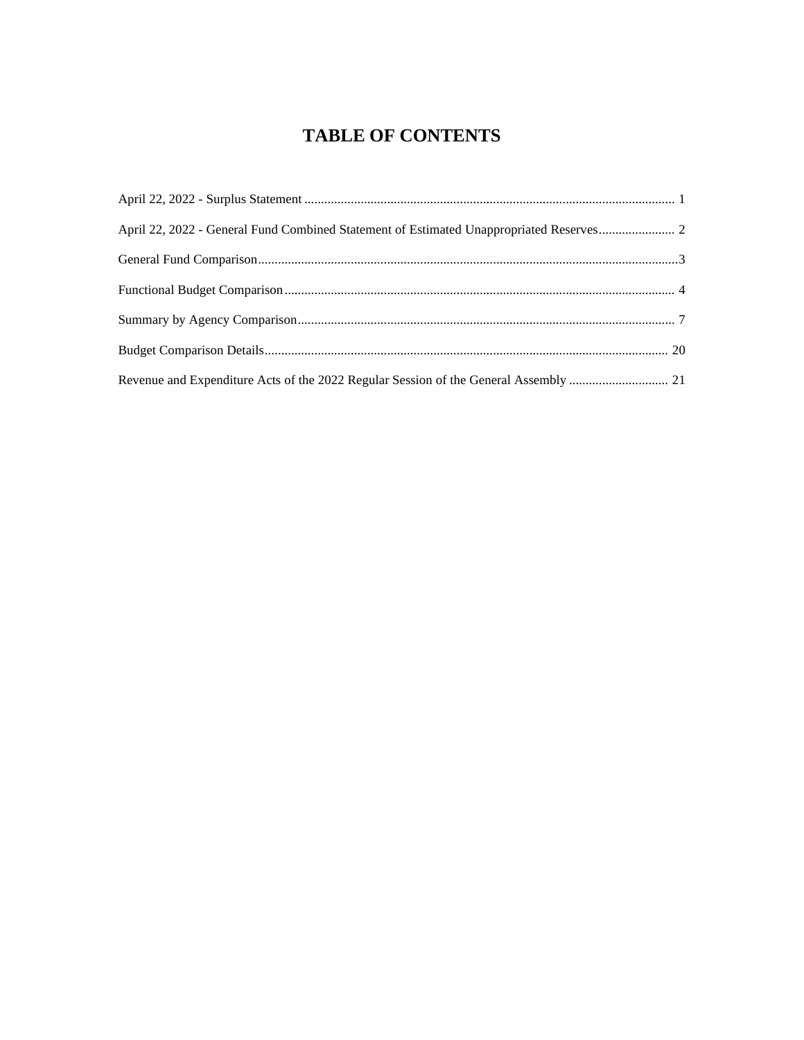# TABLE OF CONTENTS

April 22, 2022 - Surplus Statement ............................................................................................................... 1

April 22, 2022 - General Fund Combined Statement of Estimated Unappropriated Reserves....................... 2

General Fund Comparison..............................................................................................................................3

Functional Budget Comparison..................................................................................................................... 4

Summary by Agency Comparison.................................................................................................................. 7

Budget Comparison Details.......................................................................................................................... 20

Revenue and Expenditure Acts of the 2022 Regular Session of the General Assembly .............................. 21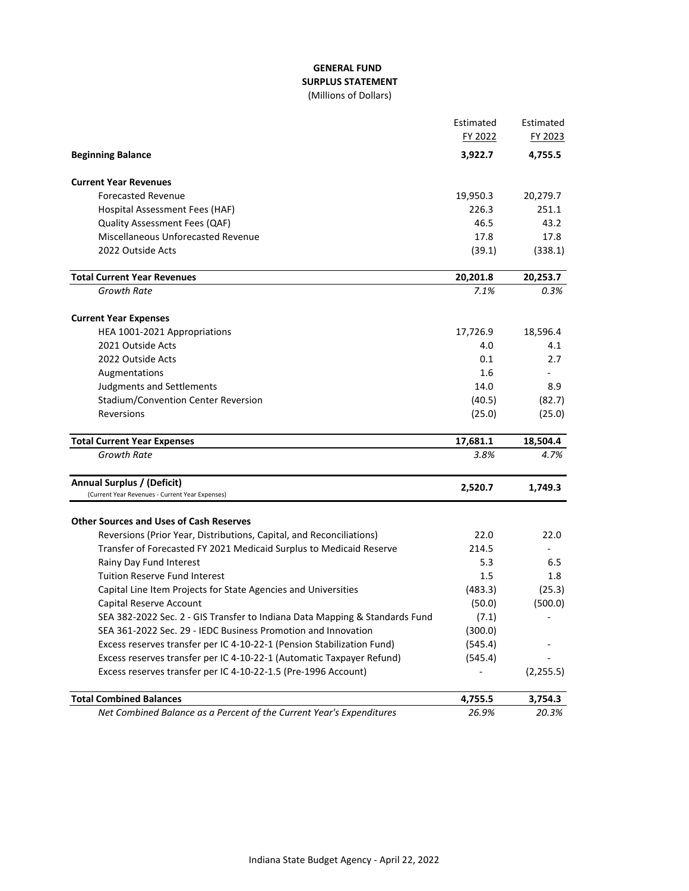# GENERAL FUND
## SURPLUS STATEMENT
(Millions of Dollars)

| | Estimated FY 2022 | Estimated FY 2023 |
|---|---|---|
| **Beginning Balance** | **3,922.7** | **4,755.5** |
| **Current Year Revenues** | | |
| Forecasted Revenue | 19,950.3 | 20,279.7 |
| Hospital Assessment Fees (HAF) | 226.3 | 251.1 |
| Quality Assessment Fees (QAF) | 46.5 | 43.2 |
| Miscellaneous Unforecasted Revenue | 17.8 | 17.8 |
| 2022 Outside Acts | (39.1) | (338.1) |
| **Total Current Year Revenues** | **20,201.8** | **20,253.7** |
| *Growth Rate* | *7.1%* | *0.3%* |
| **Current Year Expenses** | | |
| HEA 1001-2021 Appropriations | 17,726.9 | 18,596.4 |
| 2021 Outside Acts | 4.0 | 4.1 |
| 2022 Outside Acts | 0.1 | 2.7 |
| Augmentations | 1.6 | - |
| Judgments and Settlements | 14.0 | 8.9 |
| Stadium/Convention Center Reversion | (40.5) | (82.7) |
| Reversions | (25.0) | (25.0) |
| **Total Current Year Expenses** | **17,681.1** | **18,504.4** |
| *Growth Rate* | *3.8%* | *4.7%* |
| **Annual Surplus / (Deficit)** (Current Year Revenues - Current Year Expenses) | **2,520.7** | **1,749.3** |
| **Other Sources and Uses of Cash Reserves** | | |
| Reversions (Prior Year, Distributions, Capital, and Reconciliations) | 22.0 | 22.0 |
| Transfer of Forecasted FY 2021 Medicaid Surplus to Medicaid Reserve | 214.5 | - |
| Rainy Day Fund Interest | 5.3 | 6.5 |
| Tuition Reserve Fund Interest | 1.5 | 1.8 |
| Capital Line Item Projects for State Agencies and Universities | (483.3) | (25.3) |
| Capital Reserve Account | (50.0) | (500.0) |
| SEA 382-2022 Sec. 2 - GIS Transfer to Indiana Data Mapping & Standards Fund | (7.1) | - |
| SEA 361-2022 Sec. 29 - IEDC Business Promotion and Innovation | (300.0) | |
| Excess reserves transfer per IC 4-10-22-1 (Pension Stabilization Fund) | (545.4) | - |
| Excess reserves transfer per IC 4-10-22-1 (Automatic Taxpayer Refund) | (545.4) | - |
| Excess reserves transfer per IC 4-10-22-1.5 (Pre-1996 Account) | - | (2,255.5) |
| **Total Combined Balances** | **4,755.5** | **3,754.3** |
| *Net Combined Balance as a Percent of the Current Year's Expenditures* | *26.9%* | *20.3%* |

Indiana State Budget Agency - April 22, 2022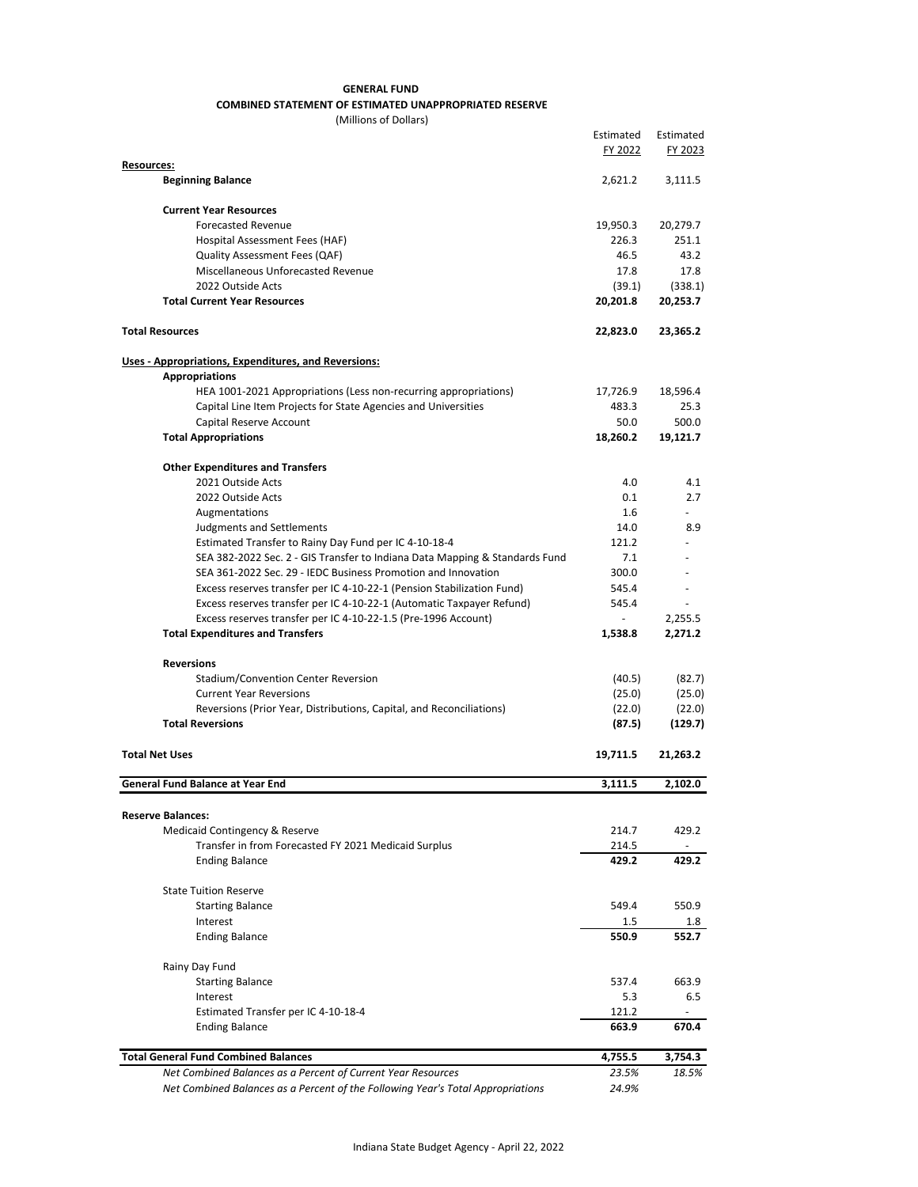**GENERAL FUND**

**COMBINED STATEMENT OF ESTIMATED UNAPPROPRIATED RESERVE**

(Millions of Dollars)

| | Estimated FY 2022 | Estimated FY 2023 |
|---|---|---|
| **Resources:** | | |
| **Beginning Balance** | 2,621.2 | 3,111.5 |
| | | |
| **Current Year Resources** | | |
| Forecasted Revenue | 19,950.3 | 20,279.7 |
| Hospital Assessment Fees (HAF) | 226.3 | 251.1 |
| Quality Assessment Fees (QAF) | 46.5 | 43.2 |
| Miscellaneous Unforecasted Revenue | 17.8 | 17.8 |
| 2022 Outside Acts | (39.1) | (338.1) |
| **Total Current Year Resources** | **20,201.8** | **20,253.7** |
| | | |
| **Total Resources** | **22,823.0** | **23,365.2** |
| | | |
| **Uses - Appropriations, Expenditures, and Reversions:** | | |
| **Appropriations** | | |
| HEA 1001-2021 Appropriations (Less non-recurring appropriations) | 17,726.9 | 18,596.4 |
| Capital Line Item Projects for State Agencies and Universities | 483.3 | 25.3 |
| Capital Reserve Account | 50.0 | 500.0 |
| **Total Appropriations** | **18,260.2** | **19,121.7** |
| | | |
| **Other Expenditures and Transfers** | | |
| 2021 Outside Acts | 4.0 | 4.1 |
| 2022 Outside Acts | 0.1 | 2.7 |
| Augmentations | 1.6 | - |
| Judgments and Settlements | 14.0 | 8.9 |
| Estimated Transfer to Rainy Day Fund per IC 4-10-18-4 | 121.2 | - |
| SEA 382-2022 Sec. 2 - GIS Transfer to Indiana Data Mapping & Standards Fund | 7.1 | - |
| SEA 361-2022 Sec. 29 - IEDC Business Promotion and Innovation | 300.0 | - |
| Excess reserves transfer per IC 4-10-22-1 (Pension Stabilization Fund) | 545.4 | - |
| Excess reserves transfer per IC 4-10-22-1 (Automatic Taxpayer Refund) | 545.4 | - |
| Excess reserves transfer per IC 4-10-22-1.5 (Pre-1996 Account) | - | 2,255.5 |
| **Total Expenditures and Transfers** | **1,538.8** | **2,271.2** |
| | | |
| **Reversions** | | |
| Stadium/Convention Center Reversion | (40.5) | (82.7) |
| Current Year Reversions | (25.0) | (25.0) |
| Reversions (Prior Year, Distributions, Capital, and Reconciliations) | (22.0) | (22.0) |
| **Total Reversions** | **(87.5)** | **(129.7)** |
| | | |
| **Total Net Uses** | **19,711.5** | **21,263.2** |
| | | |
| **General Fund Balance at Year End** | **3,111.5** | **2,102.0** |
| | | |
| **Reserve Balances:** | | |
| Medicaid Contingency & Reserve | 214.7 | 429.2 |
| Transfer in from Forecasted FY 2021 Medicaid Surplus | 214.5 | - |
| Ending Balance | **429.2** | **429.2** |
| | | |
| State Tuition Reserve | | |
| Starting Balance | 549.4 | 550.9 |
| Interest | 1.5 | 1.8 |
| Ending Balance | **550.9** | **552.7** |
| | | |
| Rainy Day Fund | | |
| Starting Balance | 537.4 | 663.9 |
| Interest | 5.3 | 6.5 |
| Estimated Transfer per IC 4-10-18-4 | 121.2 | - |
| Ending Balance | **663.9** | **670.4** |
| | | |
| **Total General Fund Combined Balances** | **4,755.5** | **3,754.3** |
| *Net Combined Balances as a Percent of Current Year Resources* | *23.5%* | *18.5%* |
| *Net Combined Balances as a Percent of the Following Year's Total Appropriations* | *24.9%* | |

Indiana State Budget Agency - April 22, 2022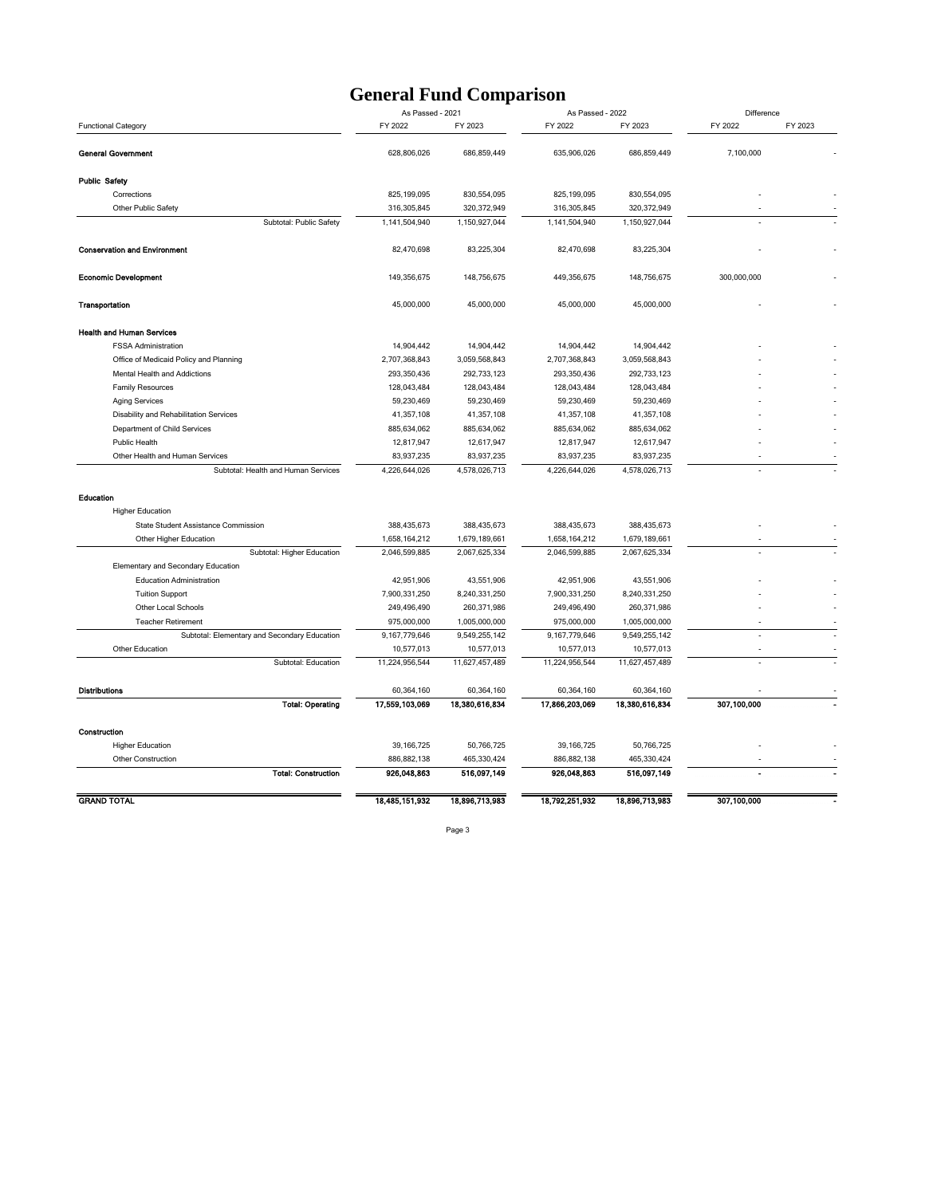# General Fund Comparison

| Functional Category | As Passed - 2021 FY 2022 | As Passed - 2021 FY 2023 | As Passed - 2022 FY 2022 | As Passed - 2022 FY 2023 | Difference FY 2022 | Difference FY 2023 |
|---|---|---|---|---|---|---|
| **General Government** | 628,806,026 | 686,859,449 | 635,906,026 | 686,859,449 | 7,100,000 | - |
| **Public Safety** | | | | | | |
| Corrections | 825,199,095 | 830,554,095 | 825,199,095 | 830,554,095 | - | - |
| Other Public Safety | 316,305,845 | 320,372,949 | 316,305,845 | 320,372,949 | - | - |
| Subtotal: Public Safety | 1,141,504,940 | 1,150,927,044 | 1,141,504,940 | 1,150,927,044 | - | - |
| **Conservation and Environment** | 82,470,698 | 83,225,304 | 82,470,698 | 83,225,304 | - | - |
| **Economic Development** | 149,356,675 | 148,756,675 | 449,356,675 | 148,756,675 | 300,000,000 | - |
| **Transportation** | 45,000,000 | 45,000,000 | 45,000,000 | 45,000,000 | - | - |
| **Health and Human Services** | | | | | | |
| FSSA Administration | 14,904,442 | 14,904,442 | 14,904,442 | 14,904,442 | - | - |
| Office of Medicaid Policy and Planning | 2,707,368,843 | 3,059,568,843 | 2,707,368,843 | 3,059,568,843 | - | - |
| Mental Health and Addictions | 293,350,436 | 292,733,123 | 293,350,436 | 292,733,123 | - | - |
| Family Resources | 128,043,484 | 128,043,484 | 128,043,484 | 128,043,484 | - | - |
| Aging Services | 59,230,469 | 59,230,469 | 59,230,469 | 59,230,469 | - | - |
| Disability and Rehabilitation Services | 41,357,108 | 41,357,108 | 41,357,108 | 41,357,108 | - | - |
| Department of Child Services | 885,634,062 | 885,634,062 | 885,634,062 | 885,634,062 | - | - |
| Public Health | 12,817,947 | 12,617,947 | 12,817,947 | 12,617,947 | - | - |
| Other Health and Human Services | 83,937,235 | 83,937,235 | 83,937,235 | 83,937,235 | - | - |
| Subtotal: Health and Human Services | 4,226,644,026 | 4,578,026,713 | 4,226,644,026 | 4,578,026,713 | - | - |
| **Education** | | | | | | |
| Higher Education | | | | | | |
| State Student Assistance Commission | 388,435,673 | 388,435,673 | 388,435,673 | 388,435,673 | - | - |
| Other Higher Education | 1,658,164,212 | 1,679,189,661 | 1,658,164,212 | 1,679,189,661 | - | - |
| Subtotal: Higher Education | 2,046,599,885 | 2,067,625,334 | 2,046,599,885 | 2,067,625,334 | - | - |
| Elementary and Secondary Education | | | | | | |
| Education Administration | 42,951,906 | 43,551,906 | 42,951,906 | 43,551,906 | - | - |
| Tuition Support | 7,900,331,250 | 8,240,331,250 | 7,900,331,250 | 8,240,331,250 | - | - |
| Other Local Schools | 249,496,490 | 260,371,986 | 249,496,490 | 260,371,986 | - | - |
| Teacher Retirement | 975,000,000 | 1,005,000,000 | 975,000,000 | 1,005,000,000 | - | - |
| Subtotal: Elementary and Secondary Education | 9,167,779,646 | 9,549,255,142 | 9,167,779,646 | 9,549,255,142 | - | - |
| Other Education | 10,577,013 | 10,577,013 | 10,577,013 | 10,577,013 | - | - |
| Subtotal: Education | 11,224,956,544 | 11,627,457,489 | 11,224,956,544 | 11,627,457,489 | - | - |
| **Distributions** | 60,364,160 | 60,364,160 | 60,364,160 | 60,364,160 | - | - |
| **Total: Operating** | **17,559,103,069** | **18,380,616,834** | **17,866,203,069** | **18,380,616,834** | **307,100,000** | **-** |
| **Construction** | | | | | | |
| Higher Education | 39,166,725 | 50,766,725 | 39,166,725 | 50,766,725 | - | - |
| Other Construction | 886,882,138 | 465,330,424 | 886,882,138 | 465,330,424 | - | - |
| **Total: Construction** | **926,048,863** | **516,097,149** | **926,048,863** | **516,097,149** | **-** | **-** |
| **GRAND TOTAL** | **18,485,151,932** | **18,896,713,983** | **18,792,251,932** | **18,896,713,983** | **307,100,000** | **-** |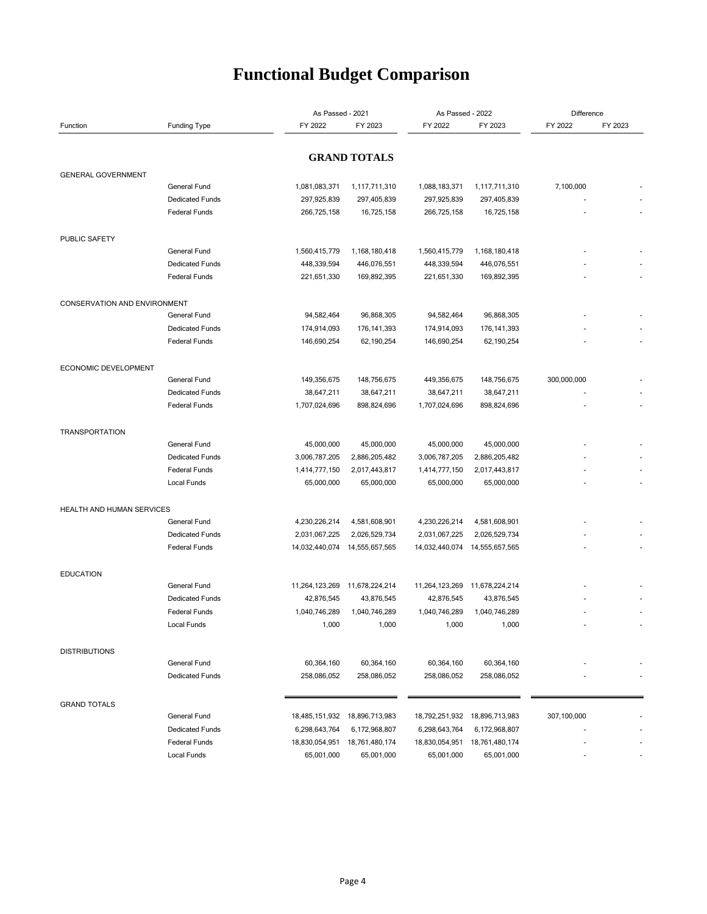# Functional Budget Comparison

| Function | Funding Type | As Passed - 2021 | | As Passed - 2022 | | Difference | |
|---|---|---|---|---|---|---|---|
| | | FY 2022 | FY 2023 | FY 2022 | FY 2023 | FY 2022 | FY 2023 |
| **GRAND TOTALS** | | | | | | | |
| GENERAL GOVERNMENT | | | | | | | |
| | General Fund | 1,081,083,371 | 1,117,711,310 | 1,088,183,371 | 1,117,711,310 | 7,100,000 | - |
| | Dedicated Funds | 297,925,839 | 297,405,839 | 297,925,839 | 297,405,839 | - | - |
| | Federal Funds | 266,725,158 | 16,725,158 | 266,725,158 | 16,725,158 | - | - |
| PUBLIC SAFETY | | | | | | | |
| | General Fund | 1,560,415,779 | 1,168,180,418 | 1,560,415,779 | 1,168,180,418 | - | - |
| | Dedicated Funds | 448,339,594 | 446,076,551 | 448,339,594 | 446,076,551 | - | - |
| | Federal Funds | 221,651,330 | 169,892,395 | 221,651,330 | 169,892,395 | - | - |
| CONSERVATION AND ENVIRONMENT | | | | | | | |
| | General Fund | 94,582,464 | 96,868,305 | 94,582,464 | 96,868,305 | - | - |
| | Dedicated Funds | 174,914,093 | 176,141,393 | 174,914,093 | 176,141,393 | - | - |
| | Federal Funds | 146,690,254 | 62,190,254 | 146,690,254 | 62,190,254 | - | - |
| ECONOMIC DEVELOPMENT | | | | | | | |
| | General Fund | 149,356,675 | 148,756,675 | 449,356,675 | 148,756,675 | 300,000,000 | - |
| | Dedicated Funds | 38,647,211 | 38,647,211 | 38,647,211 | 38,647,211 | - | - |
| | Federal Funds | 1,707,024,696 | 898,824,696 | 1,707,024,696 | 898,824,696 | - | - |
| TRANSPORTATION | | | | | | | |
| | General Fund | 45,000,000 | 45,000,000 | 45,000,000 | 45,000,000 | - | - |
| | Dedicated Funds | 3,006,787,205 | 2,886,205,482 | 3,006,787,205 | 2,886,205,482 | - | - |
| | Federal Funds | 1,414,777,150 | 2,017,443,817 | 1,414,777,150 | 2,017,443,817 | - | - |
| | Local Funds | 65,000,000 | 65,000,000 | 65,000,000 | 65,000,000 | - | - |
| HEALTH AND HUMAN SERVICES | | | | | | | |
| | General Fund | 4,230,226,214 | 4,581,608,901 | 4,230,226,214 | 4,581,608,901 | - | - |
| | Dedicated Funds | 2,031,067,225 | 2,026,529,734 | 2,031,067,225 | 2,026,529,734 | - | - |
| | Federal Funds | 14,032,440,074 | 14,555,657,565 | 14,032,440,074 | 14,555,657,565 | - | - |
| EDUCATION | | | | | | | |
| | General Fund | 11,264,123,269 | 11,678,224,214 | 11,264,123,269 | 11,678,224,214 | - | - |
| | Dedicated Funds | 42,876,545 | 43,876,545 | 42,876,545 | 43,876,545 | - | - |
| | Federal Funds | 1,040,746,289 | 1,040,746,289 | 1,040,746,289 | 1,040,746,289 | - | - |
| | Local Funds | 1,000 | 1,000 | 1,000 | 1,000 | - | - |
| DISTRIBUTIONS | | | | | | | |
| | General Fund | 60,364,160 | 60,364,160 | 60,364,160 | 60,364,160 | - | - |
| | Dedicated Funds | 258,086,052 | 258,086,052 | 258,086,052 | 258,086,052 | - | - |
| GRAND TOTALS | | | | | | | |
| | General Fund | 18,485,151,932 | 18,896,713,983 | 18,792,251,932 | 18,896,713,983 | 307,100,000 | - |
| | Dedicated Funds | 6,298,643,764 | 6,172,968,807 | 6,298,643,764 | 6,172,968,807 | - | - |
| | Federal Funds | 18,830,054,951 | 18,761,480,174 | 18,830,054,951 | 18,761,480,174 | - | - |
| | Local Funds | 65,001,000 | 65,001,000 | 65,001,000 | 65,001,000 | - | - |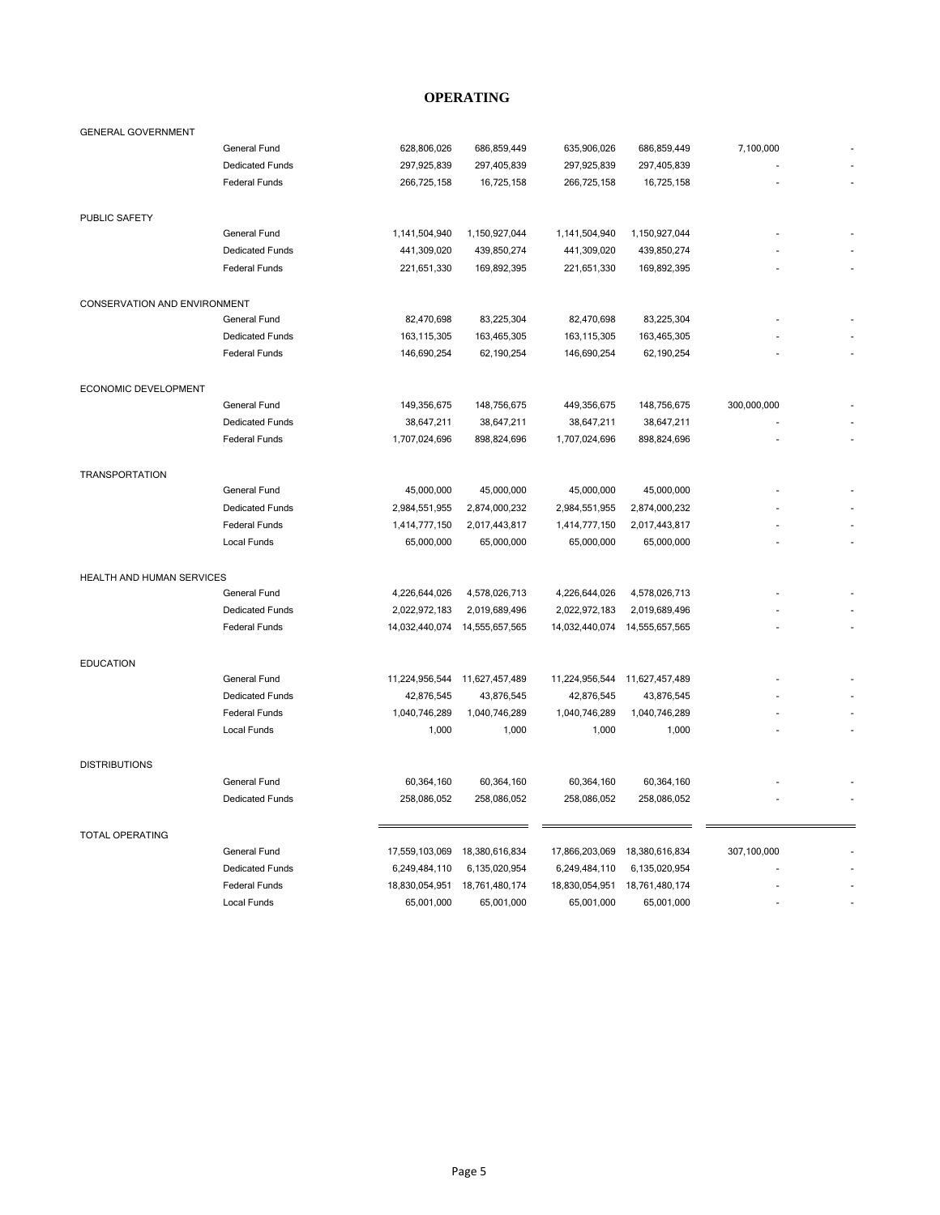# OPERATING

| | | | | | | | |
|---|---|---|---|---|---|---|---|
| GENERAL GOVERNMENT | | | | | | | |
| | General Fund | 628,806,026 | 686,859,449 | 635,906,026 | 686,859,449 | 7,100,000 | - |
| | Dedicated Funds | 297,925,839 | 297,405,839 | 297,925,839 | 297,405,839 | - | - |
| | Federal Funds | 266,725,158 | 16,725,158 | 266,725,158 | 16,725,158 | - | - |
| PUBLIC SAFETY | | | | | | | |
| | General Fund | 1,141,504,940 | 1,150,927,044 | 1,141,504,940 | 1,150,927,044 | - | - |
| | Dedicated Funds | 441,309,020 | 439,850,274 | 441,309,020 | 439,850,274 | - | - |
| | Federal Funds | 221,651,330 | 169,892,395 | 221,651,330 | 169,892,395 | - | - |
| CONSERVATION AND ENVIRONMENT | | | | | | | |
| | General Fund | 82,470,698 | 83,225,304 | 82,470,698 | 83,225,304 | - | - |
| | Dedicated Funds | 163,115,305 | 163,465,305 | 163,115,305 | 163,465,305 | - | - |
| | Federal Funds | 146,690,254 | 62,190,254 | 146,690,254 | 62,190,254 | - | - |
| ECONOMIC DEVELOPMENT | | | | | | | |
| | General Fund | 149,356,675 | 148,756,675 | 449,356,675 | 148,756,675 | 300,000,000 | - |
| | Dedicated Funds | 38,647,211 | 38,647,211 | 38,647,211 | 38,647,211 | - | - |
| | Federal Funds | 1,707,024,696 | 898,824,696 | 1,707,024,696 | 898,824,696 | - | - |
| TRANSPORTATION | | | | | | | |
| | General Fund | 45,000,000 | 45,000,000 | 45,000,000 | 45,000,000 | - | - |
| | Dedicated Funds | 2,984,551,955 | 2,874,000,232 | 2,984,551,955 | 2,874,000,232 | - | - |
| | Federal Funds | 1,414,777,150 | 2,017,443,817 | 1,414,777,150 | 2,017,443,817 | - | - |
| | Local Funds | 65,000,000 | 65,000,000 | 65,000,000 | 65,000,000 | - | - |
| HEALTH AND HUMAN SERVICES | | | | | | | |
| | General Fund | 4,226,644,026 | 4,578,026,713 | 4,226,644,026 | 4,578,026,713 | - | - |
| | Dedicated Funds | 2,022,972,183 | 2,019,689,496 | 2,022,972,183 | 2,019,689,496 | - | - |
| | Federal Funds | 14,032,440,074 | 14,555,657,565 | 14,032,440,074 | 14,555,657,565 | - | - |
| EDUCATION | | | | | | | |
| | General Fund | 11,224,956,544 | 11,627,457,489 | 11,224,956,544 | 11,627,457,489 | - | - |
| | Dedicated Funds | 42,876,545 | 43,876,545 | 42,876,545 | 43,876,545 | - | - |
| | Federal Funds | 1,040,746,289 | 1,040,746,289 | 1,040,746,289 | 1,040,746,289 | - | - |
| | Local Funds | 1,000 | 1,000 | 1,000 | 1,000 | - | - |
| DISTRIBUTIONS | | | | | | | |
| | General Fund | 60,364,160 | 60,364,160 | 60,364,160 | 60,364,160 | - | - |
| | Dedicated Funds | 258,086,052 | 258,086,052 | 258,086,052 | 258,086,052 | - | - |
| TOTAL OPERATING | | | | | | | |
| | General Fund | 17,559,103,069 | 18,380,616,834 | 17,866,203,069 | 18,380,616,834 | 307,100,000 | - |
| | Dedicated Funds | 6,249,484,110 | 6,135,020,954 | 6,249,484,110 | 6,135,020,954 | - | - |
| | Federal Funds | 18,830,054,951 | 18,761,480,174 | 18,830,054,951 | 18,761,480,174 | - | - |
| | Local Funds | 65,001,000 | 65,001,000 | 65,001,000 | 65,001,000 | - | - |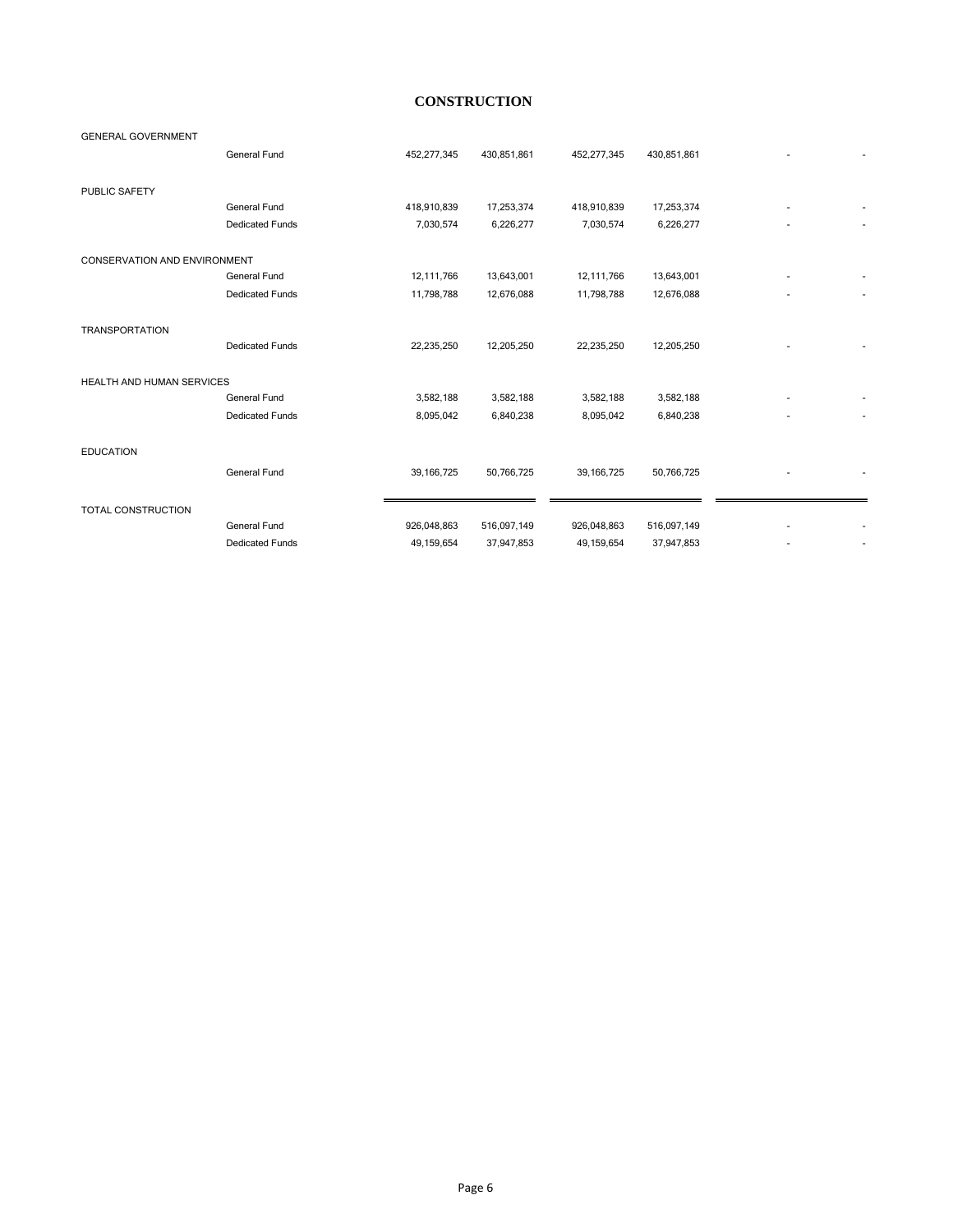## CONSTRUCTION

| | | | | | | | |
|---|---|---|---|---|---|---|---|
| GENERAL GOVERNMENT | | | | | | | |
| | General Fund | 452,277,345 | 430,851,861 | 452,277,345 | 430,851,861 | - | - |
| PUBLIC SAFETY | | | | | | | |
| | General Fund | 418,910,839 | 17,253,374 | 418,910,839 | 17,253,374 | - | - |
| | Dedicated Funds | 7,030,574 | 6,226,277 | 7,030,574 | 6,226,277 | - | - |
| CONSERVATION AND ENVIRONMENT | | | | | | | |
| | General Fund | 12,111,766 | 13,643,001 | 12,111,766 | 13,643,001 | - | - |
| | Dedicated Funds | 11,798,788 | 12,676,088 | 11,798,788 | 12,676,088 | - | - |
| TRANSPORTATION | | | | | | | |
| | Dedicated Funds | 22,235,250 | 12,205,250 | 22,235,250 | 12,205,250 | - | - |
| HEALTH AND HUMAN SERVICES | | | | | | | |
| | General Fund | 3,582,188 | 3,582,188 | 3,582,188 | 3,582,188 | - | - |
| | Dedicated Funds | 8,095,042 | 6,840,238 | 8,095,042 | 6,840,238 | - | - |
| EDUCATION | | | | | | | |
| | General Fund | 39,166,725 | 50,766,725 | 39,166,725 | 50,766,725 | - | - |
| TOTAL CONSTRUCTION | | | | | | | |
| | General Fund | 926,048,863 | 516,097,149 | 926,048,863 | 516,097,149 | - | - |
| | Dedicated Funds | 49,159,654 | 37,947,853 | 49,159,654 | 37,947,853 | - | - |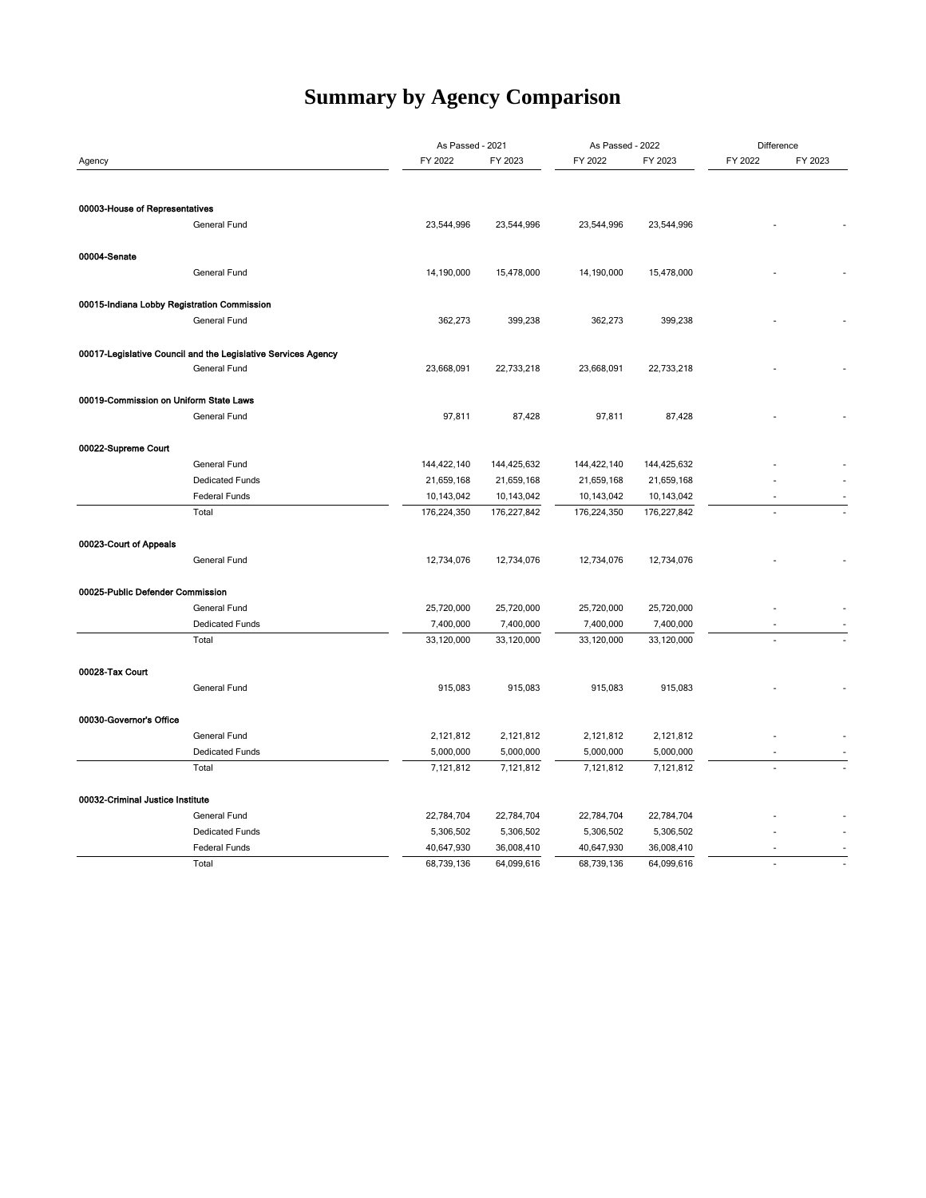# Summary by Agency Comparison

| Agency | | As Passed - 2021 | | As Passed - 2022 | | Difference | |
|---|---|---|---|---|---|---|---|
| | | FY 2022 | FY 2023 | FY 2022 | FY 2023 | FY 2022 | FY 2023 |
| **00003-House of Representatives** | | | | | | | |
| | General Fund | 23,544,996 | 23,544,996 | 23,544,996 | 23,544,996 | - | - |
| **00004-Senate** | | | | | | | |
| | General Fund | 14,190,000 | 15,478,000 | 14,190,000 | 15,478,000 | - | - |
| **00015-Indiana Lobby Registration Commission** | | | | | | | |
| | General Fund | 362,273 | 399,238 | 362,273 | 399,238 | - | - |
| **00017-Legislative Council and the Legislative Services Agency** | | | | | | | |
| | General Fund | 23,668,091 | 22,733,218 | 23,668,091 | 22,733,218 | - | - |
| **00019-Commission on Uniform State Laws** | | | | | | | |
| | General Fund | 97,811 | 87,428 | 97,811 | 87,428 | - | - |
| **00022-Supreme Court** | | | | | | | |
| | General Fund | 144,422,140 | 144,425,632 | 144,422,140 | 144,425,632 | - | - |
| | Dedicated Funds | 21,659,168 | 21,659,168 | 21,659,168 | 21,659,168 | - | - |
| | Federal Funds | 10,143,042 | 10,143,042 | 10,143,042 | 10,143,042 | - | - |
| | Total | 176,224,350 | 176,227,842 | 176,224,350 | 176,227,842 | - | - |
| **00023-Court of Appeals** | | | | | | | |
| | General Fund | 12,734,076 | 12,734,076 | 12,734,076 | 12,734,076 | - | - |
| **00025-Public Defender Commission** | | | | | | | |
| | General Fund | 25,720,000 | 25,720,000 | 25,720,000 | 25,720,000 | - | - |
| | Dedicated Funds | 7,400,000 | 7,400,000 | 7,400,000 | 7,400,000 | - | - |
| | Total | 33,120,000 | 33,120,000 | 33,120,000 | 33,120,000 | - | - |
| **00028-Tax Court** | | | | | | | |
| | General Fund | 915,083 | 915,083 | 915,083 | 915,083 | - | - |
| **00030-Governor's Office** | | | | | | | |
| | General Fund | 2,121,812 | 2,121,812 | 2,121,812 | 2,121,812 | - | - |
| | Dedicated Funds | 5,000,000 | 5,000,000 | 5,000,000 | 5,000,000 | - | - |
| | Total | 7,121,812 | 7,121,812 | 7,121,812 | 7,121,812 | - | - |
| **00032-Criminal Justice Institute** | | | | | | | |
| | General Fund | 22,784,704 | 22,784,704 | 22,784,704 | 22,784,704 | - | - |
| | Dedicated Funds | 5,306,502 | 5,306,502 | 5,306,502 | 5,306,502 | - | - |
| | Federal Funds | 40,647,930 | 36,008,410 | 40,647,930 | 36,008,410 | - | - |
| | Total | 68,739,136 | 64,099,616 | 68,739,136 | 64,099,616 | - | - |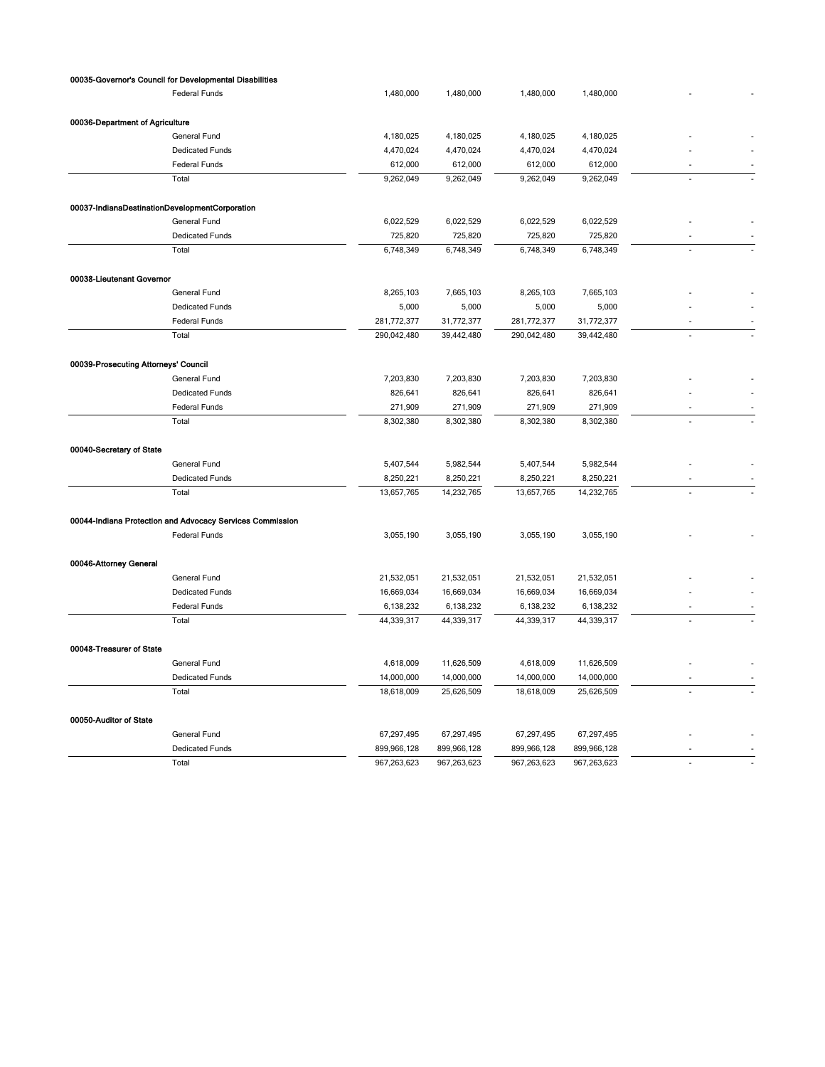| | | | | | | | |
|---|---|---|---|---|---|---|---|
| **00035-Governor's Council for Developmental Disabilities** | | | | | | | |
| | Federal Funds | 1,480,000 | 1,480,000 | 1,480,000 | 1,480,000 | - | - |
| **00036-Department of Agriculture** | | | | | | | |
| | General Fund | 4,180,025 | 4,180,025 | 4,180,025 | 4,180,025 | - | - |
| | Dedicated Funds | 4,470,024 | 4,470,024 | 4,470,024 | 4,470,024 | - | - |
| | Federal Funds | 612,000 | 612,000 | 612,000 | 612,000 | - | - |
| | Total | 9,262,049 | 9,262,049 | 9,262,049 | 9,262,049 | - | - |
| **00037-IndianaDestinationDevelopmentCorporation** | | | | | | | |
| | General Fund | 6,022,529 | 6,022,529 | 6,022,529 | 6,022,529 | - | - |
| | Dedicated Funds | 725,820 | 725,820 | 725,820 | 725,820 | - | - |
| | Total | 6,748,349 | 6,748,349 | 6,748,349 | 6,748,349 | - | - |
| **00038-Lieutenant Governor** | | | | | | | |
| | General Fund | 8,265,103 | 7,665,103 | 8,265,103 | 7,665,103 | - | - |
| | Dedicated Funds | 5,000 | 5,000 | 5,000 | 5,000 | - | - |
| | Federal Funds | 281,772,377 | 31,772,377 | 281,772,377 | 31,772,377 | - | - |
| | Total | 290,042,480 | 39,442,480 | 290,042,480 | 39,442,480 | - | - |
| **00039-Prosecuting Attorneys' Council** | | | | | | | |
| | General Fund | 7,203,830 | 7,203,830 | 7,203,830 | 7,203,830 | - | - |
| | Dedicated Funds | 826,641 | 826,641 | 826,641 | 826,641 | - | - |
| | Federal Funds | 271,909 | 271,909 | 271,909 | 271,909 | - | - |
| | Total | 8,302,380 | 8,302,380 | 8,302,380 | 8,302,380 | - | - |
| **00040-Secretary of State** | | | | | | | |
| | General Fund | 5,407,544 | 5,982,544 | 5,407,544 | 5,982,544 | - | - |
| | Dedicated Funds | 8,250,221 | 8,250,221 | 8,250,221 | 8,250,221 | - | - |
| | Total | 13,657,765 | 14,232,765 | 13,657,765 | 14,232,765 | - | - |
| **00044-Indiana Protection and Advocacy Services Commission** | | | | | | | |
| | Federal Funds | 3,055,190 | 3,055,190 | 3,055,190 | 3,055,190 | - | - |
| **00046-Attorney General** | | | | | | | |
| | General Fund | 21,532,051 | 21,532,051 | 21,532,051 | 21,532,051 | - | - |
| | Dedicated Funds | 16,669,034 | 16,669,034 | 16,669,034 | 16,669,034 | - | - |
| | Federal Funds | 6,138,232 | 6,138,232 | 6,138,232 | 6,138,232 | - | - |
| | Total | 44,339,317 | 44,339,317 | 44,339,317 | 44,339,317 | - | - |
| **00048-Treasurer of State** | | | | | | | |
| | General Fund | 4,618,009 | 11,626,509 | 4,618,009 | 11,626,509 | - | - |
| | Dedicated Funds | 14,000,000 | 14,000,000 | 14,000,000 | 14,000,000 | - | - |
| | Total | 18,618,009 | 25,626,509 | 18,618,009 | 25,626,509 | - | - |
| **00050-Auditor of State** | | | | | | | |
| | General Fund | 67,297,495 | 67,297,495 | 67,297,495 | 67,297,495 | - | - |
| | Dedicated Funds | 899,966,128 | 899,966,128 | 899,966,128 | 899,966,128 | - | - |
| | Total | 967,263,623 | 967,263,623 | 967,263,623 | 967,263,623 | - | - |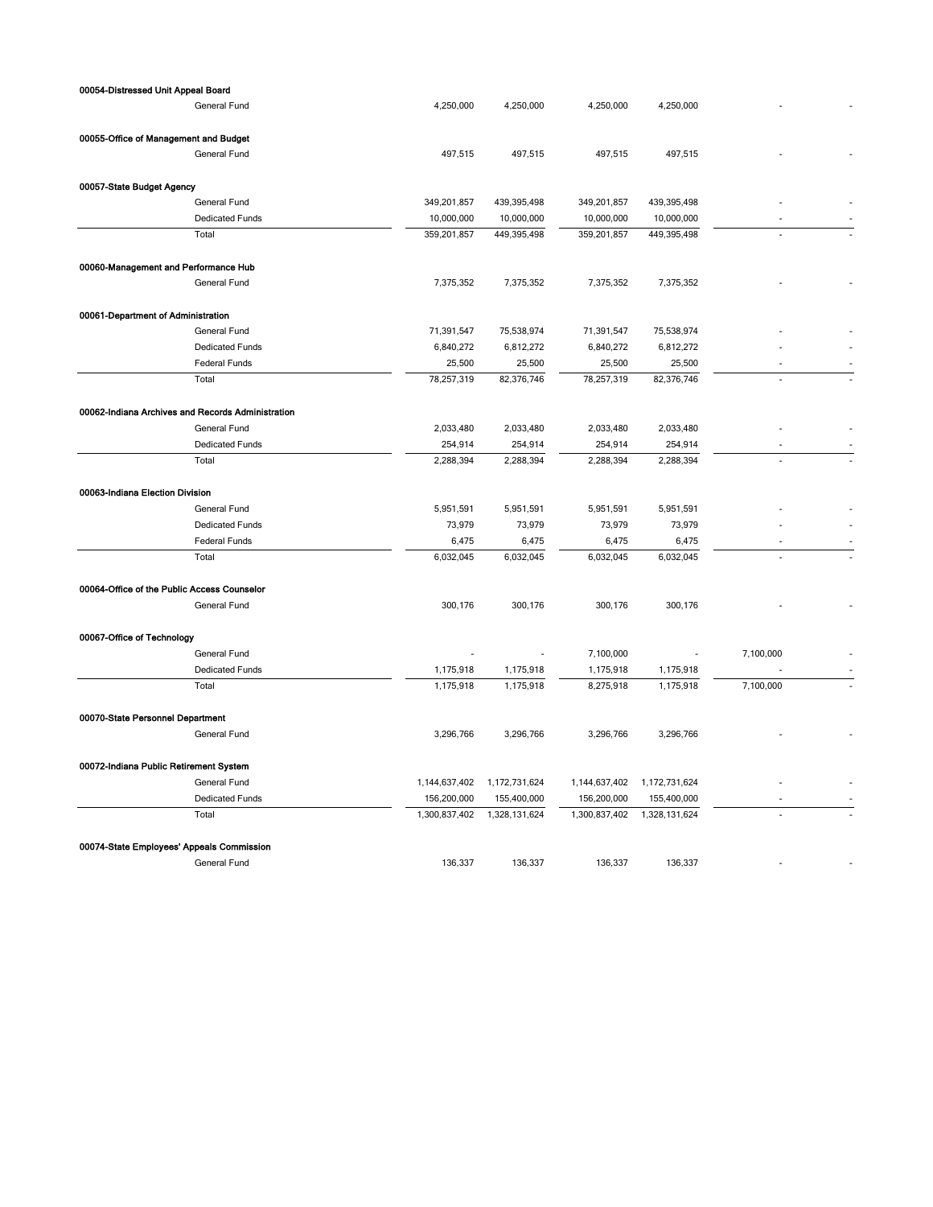| | | | | | | |
|---|---|---|---|---|---|---|
| **00054-Distressed Unit Appeal Board** | | | | | | |
| General Fund | 4,250,000 | 4,250,000 | 4,250,000 | 4,250,000 | - | - |
| | | | | | | |
| **00055-Office of Management and Budget** | | | | | | |
| General Fund | 497,515 | 497,515 | 497,515 | 497,515 | - | - |
| | | | | | | |
| **00057-State Budget Agency** | | | | | | |
| General Fund | 349,201,857 | 439,395,498 | 349,201,857 | 439,395,498 | - | - |
| Dedicated Funds | 10,000,000 | 10,000,000 | 10,000,000 | 10,000,000 | - | - |
| Total | 359,201,857 | 449,395,498 | 359,201,857 | 449,395,498 | - | - |
| | | | | | | |
| **00060-Management and Performance Hub** | | | | | | |
| General Fund | 7,375,352 | 7,375,352 | 7,375,352 | 7,375,352 | - | - |
| | | | | | | |
| **00061-Department of Administration** | | | | | | |
| General Fund | 71,391,547 | 75,538,974 | 71,391,547 | 75,538,974 | - | - |
| Dedicated Funds | 6,840,272 | 6,812,272 | 6,840,272 | 6,812,272 | - | - |
| Federal Funds | 25,500 | 25,500 | 25,500 | 25,500 | - | - |
| Total | 78,257,319 | 82,376,746 | 78,257,319 | 82,376,746 | - | - |
| | | | | | | |
| **00062-Indiana Archives and Records Administration** | | | | | | |
| General Fund | 2,033,480 | 2,033,480 | 2,033,480 | 2,033,480 | - | - |
| Dedicated Funds | 254,914 | 254,914 | 254,914 | 254,914 | - | - |
| Total | 2,288,394 | 2,288,394 | 2,288,394 | 2,288,394 | - | - |
| | | | | | | |
| **00063-Indiana Election Division** | | | | | | |
| General Fund | 5,951,591 | 5,951,591 | 5,951,591 | 5,951,591 | - | - |
| Dedicated Funds | 73,979 | 73,979 | 73,979 | 73,979 | - | - |
| Federal Funds | 6,475 | 6,475 | 6,475 | 6,475 | - | - |
| Total | 6,032,045 | 6,032,045 | 6,032,045 | 6,032,045 | - | - |
| | | | | | | |
| **00064-Office of the Public Access Counselor** | | | | | | |
| General Fund | 300,176 | 300,176 | 300,176 | 300,176 | - | - |
| | | | | | | |
| **00067-Office of Technology** | | | | | | |
| General Fund | - | - | 7,100,000 | - | 7,100,000 | - |
| Dedicated Funds | 1,175,918 | 1,175,918 | 1,175,918 | 1,175,918 | - | - |
| Total | 1,175,918 | 1,175,918 | 8,275,918 | 1,175,918 | 7,100,000 | - |
| | | | | | | |
| **00070-State Personnel Department** | | | | | | |
| General Fund | 3,296,766 | 3,296,766 | 3,296,766 | 3,296,766 | - | - |
| | | | | | | |
| **00072-Indiana Public Retirement System** | | | | | | |
| General Fund | 1,144,637,402 | 1,172,731,624 | 1,144,637,402 | 1,172,731,624 | - | - |
| Dedicated Funds | 156,200,000 | 155,400,000 | 156,200,000 | 155,400,000 | - | - |
| Total | 1,300,837,402 | 1,328,131,624 | 1,300,837,402 | 1,328,131,624 | - | - |
| | | | | | | |
| **00074-State Employees' Appeals Commission** | | | | | | |
| General Fund | 136,337 | 136,337 | 136,337 | 136,337 | - | - |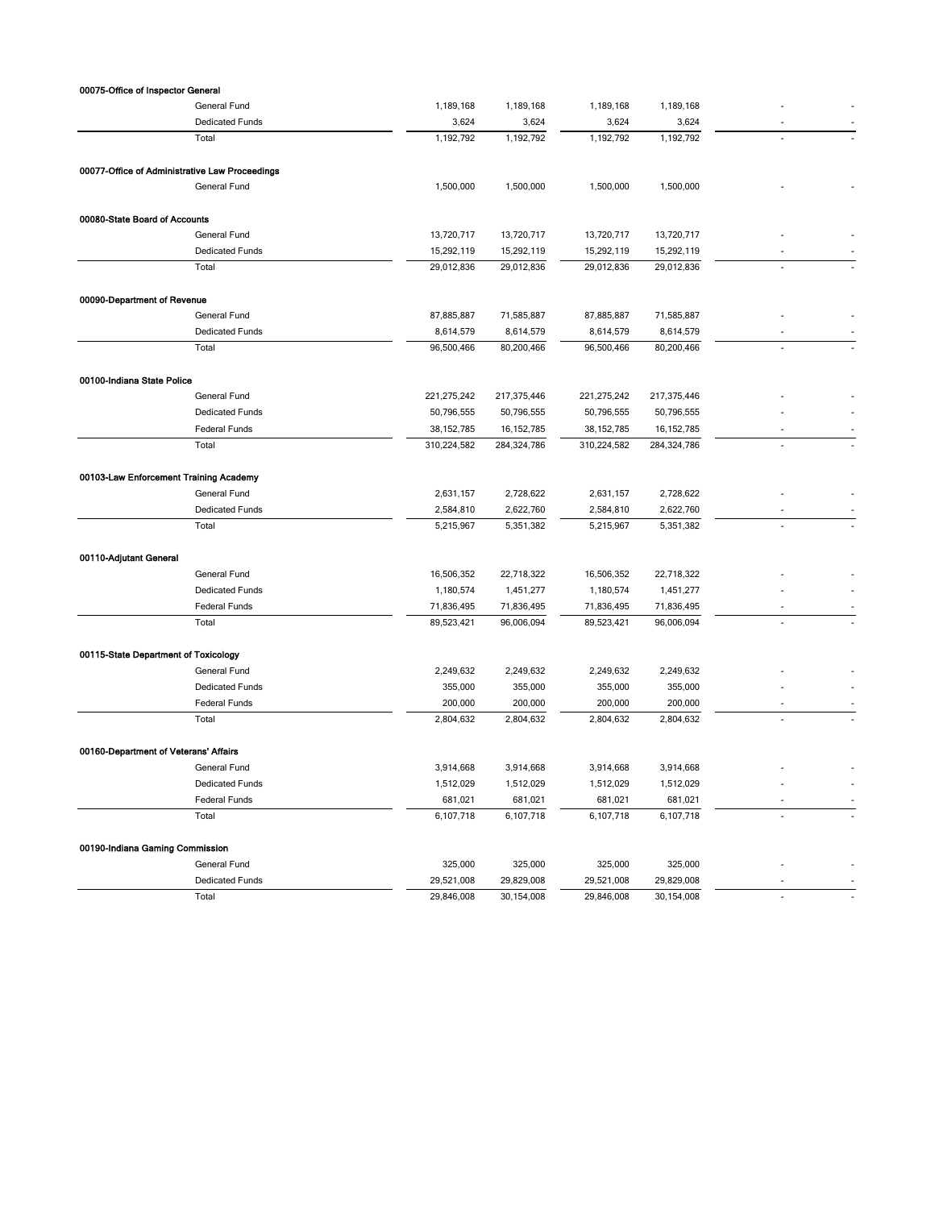| | | | | | | |
|---|---|---|---|---|---|---|
| **00075-Office of Inspector General** | | | | | | |
| General Fund | 1,189,168 | 1,189,168 | 1,189,168 | 1,189,168 | - | - |
| Dedicated Funds | 3,624 | 3,624 | 3,624 | 3,624 | - | - |
| Total | 1,192,792 | 1,192,792 | 1,192,792 | 1,192,792 | - | - |
| | | | | | | |
| **00077-Office of Administrative Law Proceedings** | | | | | | |
| General Fund | 1,500,000 | 1,500,000 | 1,500,000 | 1,500,000 | - | - |
| | | | | | | |
| **00080-State Board of Accounts** | | | | | | |
| General Fund | 13,720,717 | 13,720,717 | 13,720,717 | 13,720,717 | - | - |
| Dedicated Funds | 15,292,119 | 15,292,119 | 15,292,119 | 15,292,119 | - | - |
| Total | 29,012,836 | 29,012,836 | 29,012,836 | 29,012,836 | - | - |
| | | | | | | |
| **00090-Department of Revenue** | | | | | | |
| General Fund | 87,885,887 | 71,585,887 | 87,885,887 | 71,585,887 | - | - |
| Dedicated Funds | 8,614,579 | 8,614,579 | 8,614,579 | 8,614,579 | - | - |
| Total | 96,500,466 | 80,200,466 | 96,500,466 | 80,200,466 | - | - |
| | | | | | | |
| **00100-Indiana State Police** | | | | | | |
| General Fund | 221,275,242 | 217,375,446 | 221,275,242 | 217,375,446 | - | - |
| Dedicated Funds | 50,796,555 | 50,796,555 | 50,796,555 | 50,796,555 | - | - |
| Federal Funds | 38,152,785 | 16,152,785 | 38,152,785 | 16,152,785 | - | - |
| Total | 310,224,582 | 284,324,786 | 310,224,582 | 284,324,786 | - | - |
| | | | | | | |
| **00103-Law Enforcement Training Academy** | | | | | | |
| General Fund | 2,631,157 | 2,728,622 | 2,631,157 | 2,728,622 | - | - |
| Dedicated Funds | 2,584,810 | 2,622,760 | 2,584,810 | 2,622,760 | - | - |
| Total | 5,215,967 | 5,351,382 | 5,215,967 | 5,351,382 | - | - |
| | | | | | | |
| **00110-Adjutant General** | | | | | | |
| General Fund | 16,506,352 | 22,718,322 | 16,506,352 | 22,718,322 | - | - |
| Dedicated Funds | 1,180,574 | 1,451,277 | 1,180,574 | 1,451,277 | - | - |
| Federal Funds | 71,836,495 | 71,836,495 | 71,836,495 | 71,836,495 | - | - |
| Total | 89,523,421 | 96,006,094 | 89,523,421 | 96,006,094 | - | - |
| | | | | | | |
| **00115-State Department of Toxicology** | | | | | | |
| General Fund | 2,249,632 | 2,249,632 | 2,249,632 | 2,249,632 | - | - |
| Dedicated Funds | 355,000 | 355,000 | 355,000 | 355,000 | - | - |
| Federal Funds | 200,000 | 200,000 | 200,000 | 200,000 | - | - |
| Total | 2,804,632 | 2,804,632 | 2,804,632 | 2,804,632 | - | - |
| | | | | | | |
| **00160-Department of Veterans' Affairs** | | | | | | |
| General Fund | 3,914,668 | 3,914,668 | 3,914,668 | 3,914,668 | - | - |
| Dedicated Funds | 1,512,029 | 1,512,029 | 1,512,029 | 1,512,029 | - | - |
| Federal Funds | 681,021 | 681,021 | 681,021 | 681,021 | - | - |
| Total | 6,107,718 | 6,107,718 | 6,107,718 | 6,107,718 | - | - |
| | | | | | | |
| **00190-Indiana Gaming Commission** | | | | | | |
| General Fund | 325,000 | 325,000 | 325,000 | 325,000 | - | - |
| Dedicated Funds | 29,521,008 | 29,829,008 | 29,521,008 | 29,829,008 | - | - |
| Total | 29,846,008 | 30,154,008 | 29,846,008 | 30,154,008 | - | - |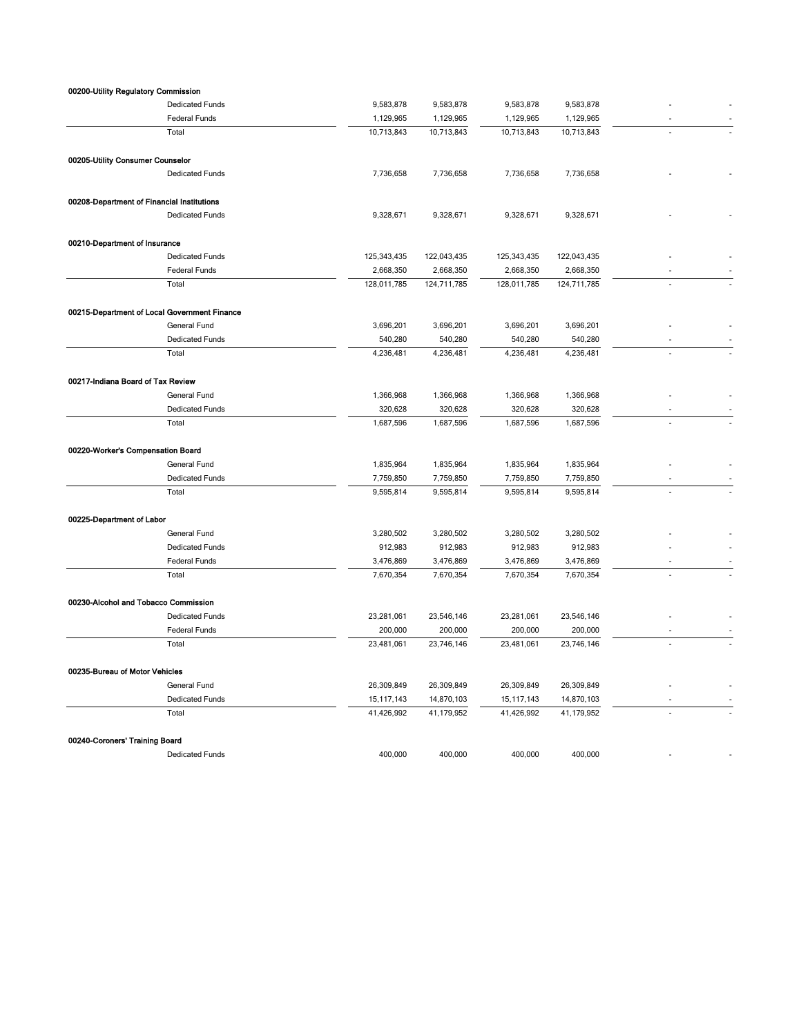| | | | | | | |
|---|---|---|---|---|---|---|
| **00200-Utility Regulatory Commission** | | | | | | |
| Dedicated Funds | 9,583,878 | 9,583,878 | 9,583,878 | 9,583,878 | - | - |
| Federal Funds | 1,129,965 | 1,129,965 | 1,129,965 | 1,129,965 | - | - |
| Total | 10,713,843 | 10,713,843 | 10,713,843 | 10,713,843 | - | - |
| **00205-Utility Consumer Counselor** | | | | | | |
| Dedicated Funds | 7,736,658 | 7,736,658 | 7,736,658 | 7,736,658 | - | - |
| **00208-Department of Financial Institutions** | | | | | | |
| Dedicated Funds | 9,328,671 | 9,328,671 | 9,328,671 | 9,328,671 | - | - |
| **00210-Department of Insurance** | | | | | | |
| Dedicated Funds | 125,343,435 | 122,043,435 | 125,343,435 | 122,043,435 | - | - |
| Federal Funds | 2,668,350 | 2,668,350 | 2,668,350 | 2,668,350 | - | - |
| Total | 128,011,785 | 124,711,785 | 128,011,785 | 124,711,785 | - | - |
| **00215-Department of Local Government Finance** | | | | | | |
| General Fund | 3,696,201 | 3,696,201 | 3,696,201 | 3,696,201 | - | - |
| Dedicated Funds | 540,280 | 540,280 | 540,280 | 540,280 | - | - |
| Total | 4,236,481 | 4,236,481 | 4,236,481 | 4,236,481 | - | - |
| **00217-Indiana Board of Tax Review** | | | | | | |
| General Fund | 1,366,968 | 1,366,968 | 1,366,968 | 1,366,968 | - | - |
| Dedicated Funds | 320,628 | 320,628 | 320,628 | 320,628 | - | - |
| Total | 1,687,596 | 1,687,596 | 1,687,596 | 1,687,596 | - | - |
| **00220-Worker's Compensation Board** | | | | | | |
| General Fund | 1,835,964 | 1,835,964 | 1,835,964 | 1,835,964 | - | - |
| Dedicated Funds | 7,759,850 | 7,759,850 | 7,759,850 | 7,759,850 | - | - |
| Total | 9,595,814 | 9,595,814 | 9,595,814 | 9,595,814 | - | - |
| **00225-Department of Labor** | | | | | | |
| General Fund | 3,280,502 | 3,280,502 | 3,280,502 | 3,280,502 | - | - |
| Dedicated Funds | 912,983 | 912,983 | 912,983 | 912,983 | - | - |
| Federal Funds | 3,476,869 | 3,476,869 | 3,476,869 | 3,476,869 | - | - |
| Total | 7,670,354 | 7,670,354 | 7,670,354 | 7,670,354 | - | - |
| **00230-Alcohol and Tobacco Commission** | | | | | | |
| Dedicated Funds | 23,281,061 | 23,546,146 | 23,281,061 | 23,546,146 | - | - |
| Federal Funds | 200,000 | 200,000 | 200,000 | 200,000 | - | - |
| Total | 23,481,061 | 23,746,146 | 23,481,061 | 23,746,146 | - | - |
| **00235-Bureau of Motor Vehicles** | | | | | | |
| General Fund | 26,309,849 | 26,309,849 | 26,309,849 | 26,309,849 | - | - |
| Dedicated Funds | 15,117,143 | 14,870,103 | 15,117,143 | 14,870,103 | - | - |
| Total | 41,426,992 | 41,179,952 | 41,426,992 | 41,179,952 | - | - |
| **00240-Coroners' Training Board** | | | | | | |
| Dedicated Funds | 400,000 | 400,000 | 400,000 | 400,000 | - | - |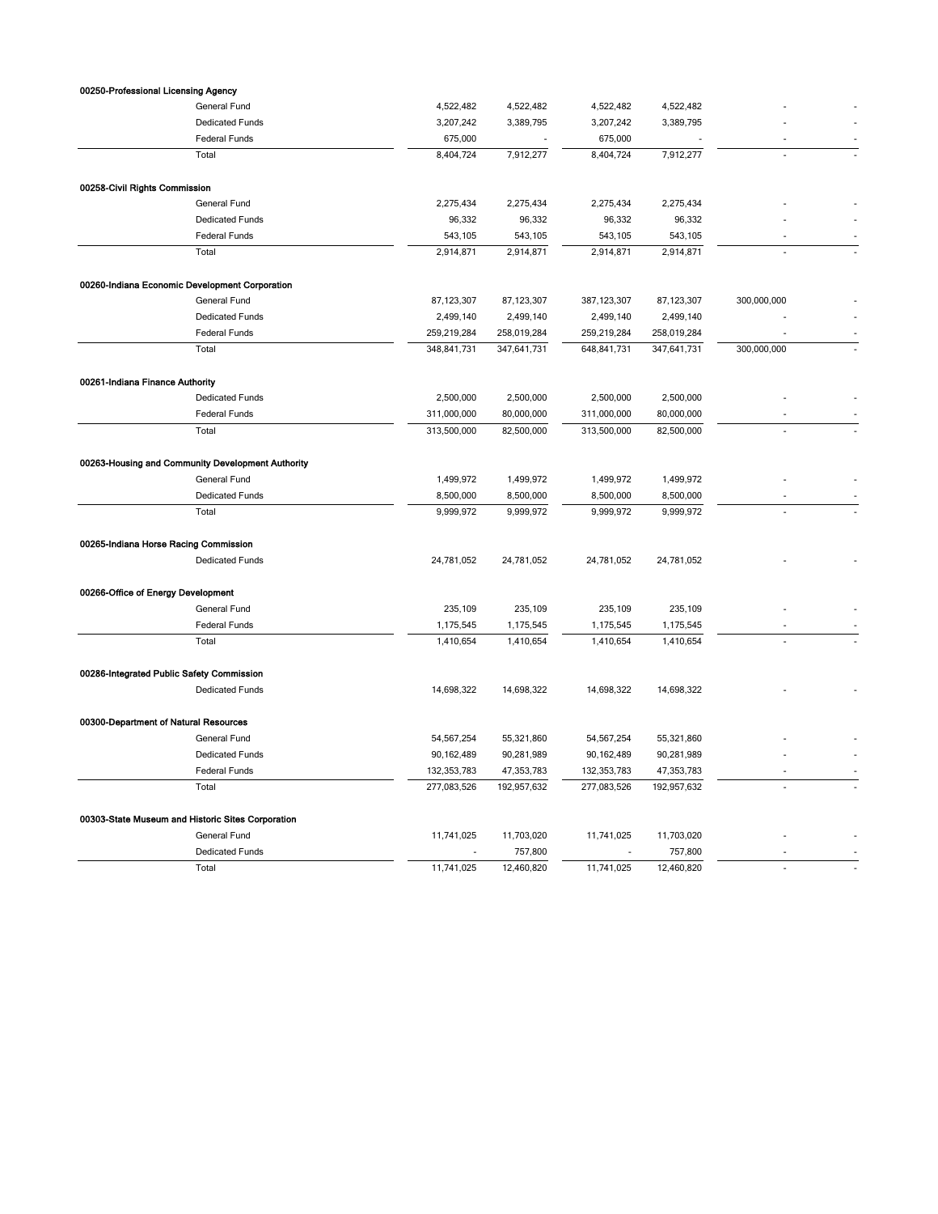| | | | | | | |
|---|---|---|---|---|---|---|
| **00250-Professional Licensing Agency** | | | | | | |
| General Fund | 4,522,482 | 4,522,482 | 4,522,482 | 4,522,482 | - | - |
| Dedicated Funds | 3,207,242 | 3,389,795 | 3,207,242 | 3,389,795 | - | - |
| Federal Funds | 675,000 | - | 675,000 | - | - | - |
| Total | 8,404,724 | 7,912,277 | 8,404,724 | 7,912,277 | - | - |
| **00258-Civil Rights Commission** | | | | | | |
| General Fund | 2,275,434 | 2,275,434 | 2,275,434 | 2,275,434 | - | - |
| Dedicated Funds | 96,332 | 96,332 | 96,332 | 96,332 | - | - |
| Federal Funds | 543,105 | 543,105 | 543,105 | 543,105 | - | - |
| Total | 2,914,871 | 2,914,871 | 2,914,871 | 2,914,871 | - | - |
| **00260-Indiana Economic Development Corporation** | | | | | | |
| General Fund | 87,123,307 | 87,123,307 | 387,123,307 | 87,123,307 | 300,000,000 | - |
| Dedicated Funds | 2,499,140 | 2,499,140 | 2,499,140 | 2,499,140 | - | - |
| Federal Funds | 259,219,284 | 258,019,284 | 259,219,284 | 258,019,284 | - | - |
| Total | 348,841,731 | 347,641,731 | 648,841,731 | 347,641,731 | 300,000,000 | - |
| **00261-Indiana Finance Authority** | | | | | | |
| Dedicated Funds | 2,500,000 | 2,500,000 | 2,500,000 | 2,500,000 | - | - |
| Federal Funds | 311,000,000 | 80,000,000 | 311,000,000 | 80,000,000 | - | - |
| Total | 313,500,000 | 82,500,000 | 313,500,000 | 82,500,000 | - | - |
| **00263-Housing and Community Development Authority** | | | | | | |
| General Fund | 1,499,972 | 1,499,972 | 1,499,972 | 1,499,972 | - | - |
| Dedicated Funds | 8,500,000 | 8,500,000 | 8,500,000 | 8,500,000 | - | - |
| Total | 9,999,972 | 9,999,972 | 9,999,972 | 9,999,972 | - | - |
| **00265-Indiana Horse Racing Commission** | | | | | | |
| Dedicated Funds | 24,781,052 | 24,781,052 | 24,781,052 | 24,781,052 | - | - |
| **00266-Office of Energy Development** | | | | | | |
| General Fund | 235,109 | 235,109 | 235,109 | 235,109 | - | - |
| Federal Funds | 1,175,545 | 1,175,545 | 1,175,545 | 1,175,545 | - | - |
| Total | 1,410,654 | 1,410,654 | 1,410,654 | 1,410,654 | - | - |
| **00286-Integrated Public Safety Commission** | | | | | | |
| Dedicated Funds | 14,698,322 | 14,698,322 | 14,698,322 | 14,698,322 | - | - |
| **00300-Department of Natural Resources** | | | | | | |
| General Fund | 54,567,254 | 55,321,860 | 54,567,254 | 55,321,860 | - | - |
| Dedicated Funds | 90,162,489 | 90,281,989 | 90,162,489 | 90,281,989 | - | - |
| Federal Funds | 132,353,783 | 47,353,783 | 132,353,783 | 47,353,783 | - | - |
| Total | 277,083,526 | 192,957,632 | 277,083,526 | 192,957,632 | - | - |
| **00303-State Museum and Historic Sites Corporation** | | | | | | |
| General Fund | 11,741,025 | 11,703,020 | 11,741,025 | 11,703,020 | - | - |
| Dedicated Funds | - | 757,800 | - | 757,800 | - | - |
| Total | 11,741,025 | 12,460,820 | 11,741,025 | 12,460,820 | - | - |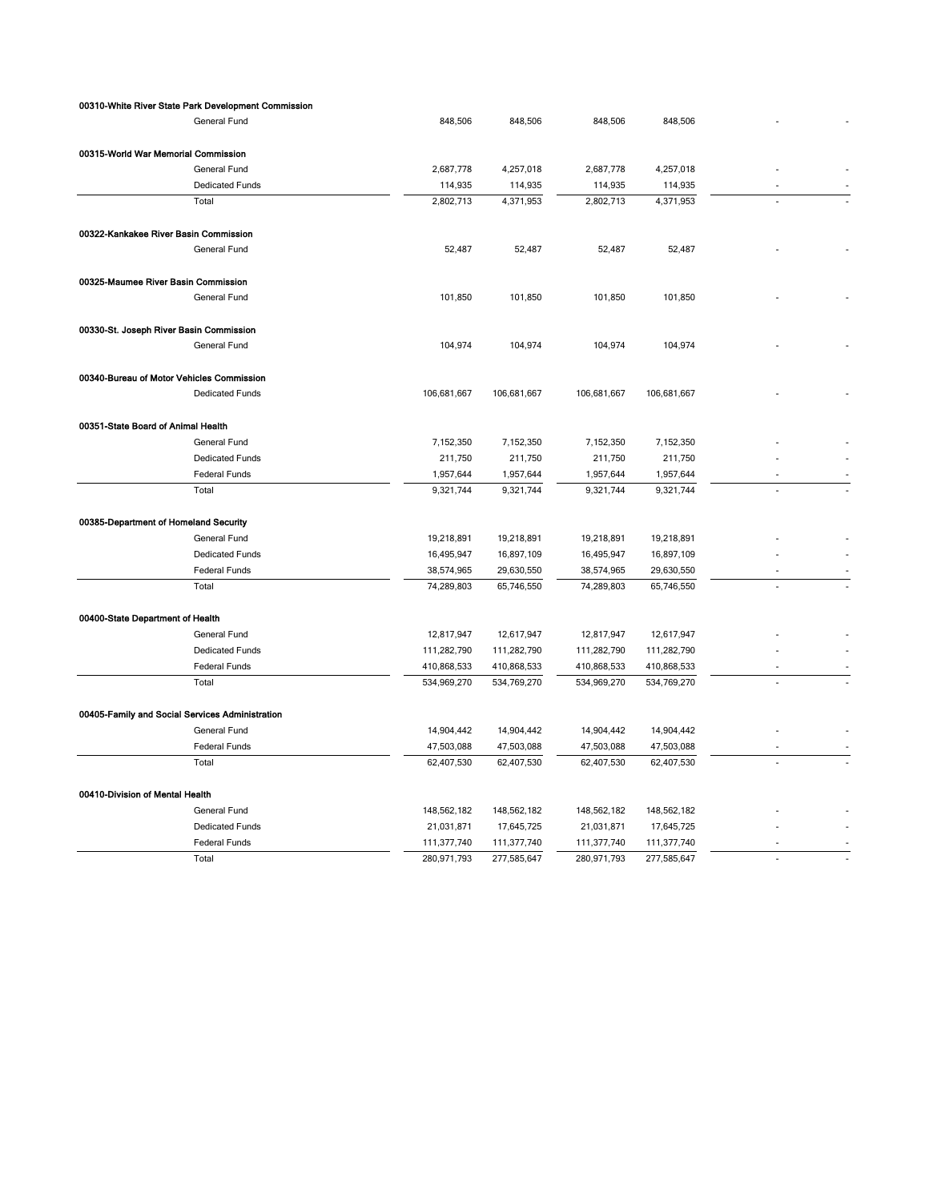| | | | | | | |
|---|---|---|---|---|---|---|
| **00310-White River State Park Development Commission** | | | | | | |
| General Fund | 848,506 | 848,506 | 848,506 | 848,506 | - | - |
| **00315-World War Memorial Commission** | | | | | | |
| General Fund | 2,687,778 | 4,257,018 | 2,687,778 | 4,257,018 | - | - |
| Dedicated Funds | 114,935 | 114,935 | 114,935 | 114,935 | - | - |
| Total | 2,802,713 | 4,371,953 | 2,802,713 | 4,371,953 | - | - |
| **00322-Kankakee River Basin Commission** | | | | | | |
| General Fund | 52,487 | 52,487 | 52,487 | 52,487 | - | - |
| **00325-Maumee River Basin Commission** | | | | | | |
| General Fund | 101,850 | 101,850 | 101,850 | 101,850 | - | - |
| **00330-St. Joseph River Basin Commission** | | | | | | |
| General Fund | 104,974 | 104,974 | 104,974 | 104,974 | - | - |
| **00340-Bureau of Motor Vehicles Commission** | | | | | | |
| Dedicated Funds | 106,681,667 | 106,681,667 | 106,681,667 | 106,681,667 | - | - |
| **00351-State Board of Animal Health** | | | | | | |
| General Fund | 7,152,350 | 7,152,350 | 7,152,350 | 7,152,350 | - | - |
| Dedicated Funds | 211,750 | 211,750 | 211,750 | 211,750 | - | - |
| Federal Funds | 1,957,644 | 1,957,644 | 1,957,644 | 1,957,644 | - | - |
| Total | 9,321,744 | 9,321,744 | 9,321,744 | 9,321,744 | - | - |
| **00385-Department of Homeland Security** | | | | | | |
| General Fund | 19,218,891 | 19,218,891 | 19,218,891 | 19,218,891 | - | - |
| Dedicated Funds | 16,495,947 | 16,897,109 | 16,495,947 | 16,897,109 | - | - |
| Federal Funds | 38,574,965 | 29,630,550 | 38,574,965 | 29,630,550 | - | - |
| Total | 74,289,803 | 65,746,550 | 74,289,803 | 65,746,550 | - | - |
| **00400-State Department of Health** | | | | | | |
| General Fund | 12,817,947 | 12,617,947 | 12,817,947 | 12,617,947 | - | - |
| Dedicated Funds | 111,282,790 | 111,282,790 | 111,282,790 | 111,282,790 | - | - |
| Federal Funds | 410,868,533 | 410,868,533 | 410,868,533 | 410,868,533 | - | - |
| Total | 534,969,270 | 534,769,270 | 534,969,270 | 534,769,270 | - | - |
| **00405-Family and Social Services Administration** | | | | | | |
| General Fund | 14,904,442 | 14,904,442 | 14,904,442 | 14,904,442 | - | - |
| Federal Funds | 47,503,088 | 47,503,088 | 47,503,088 | 47,503,088 | - | - |
| Total | 62,407,530 | 62,407,530 | 62,407,530 | 62,407,530 | - | - |
| **00410-Division of Mental Health** | | | | | | |
| General Fund | 148,562,182 | 148,562,182 | 148,562,182 | 148,562,182 | - | - |
| Dedicated Funds | 21,031,871 | 17,645,725 | 21,031,871 | 17,645,725 | - | - |
| Federal Funds | 111,377,740 | 111,377,740 | 111,377,740 | 111,377,740 | - | - |
| Total | 280,971,793 | 277,585,647 | 280,971,793 | 277,585,647 | - | - |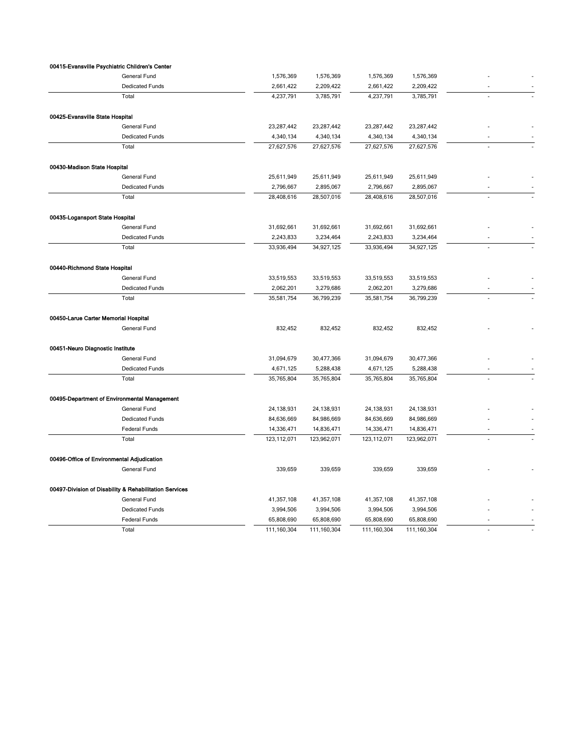| | | | | | | |
|---|---|---|---|---|---|---|
| **00415-Evansville Psychiatric Children's Center** | | | | | | |
| General Fund | 1,576,369 | 1,576,369 | 1,576,369 | 1,576,369 | - | - |
| Dedicated Funds | 2,661,422 | 2,209,422 | 2,661,422 | 2,209,422 | - | - |
| Total | 4,237,791 | 3,785,791 | 4,237,791 | 3,785,791 | - | - |
| **00425-Evansville State Hospital** | | | | | | |
| General Fund | 23,287,442 | 23,287,442 | 23,287,442 | 23,287,442 | - | - |
| Dedicated Funds | 4,340,134 | 4,340,134 | 4,340,134 | 4,340,134 | - | - |
| Total | 27,627,576 | 27,627,576 | 27,627,576 | 27,627,576 | - | - |
| **00430-Madison State Hospital** | | | | | | |
| General Fund | 25,611,949 | 25,611,949 | 25,611,949 | 25,611,949 | - | - |
| Dedicated Funds | 2,796,667 | 2,895,067 | 2,796,667 | 2,895,067 | - | - |
| Total | 28,408,616 | 28,507,016 | 28,408,616 | 28,507,016 | - | - |
| **00435-Logansport State Hospital** | | | | | | |
| General Fund | 31,692,661 | 31,692,661 | 31,692,661 | 31,692,661 | - | - |
| Dedicated Funds | 2,243,833 | 3,234,464 | 2,243,833 | 3,234,464 | - | - |
| Total | 33,936,494 | 34,927,125 | 33,936,494 | 34,927,125 | - | - |
| **00440-Richmond State Hospital** | | | | | | |
| General Fund | 33,519,553 | 33,519,553 | 33,519,553 | 33,519,553 | - | - |
| Dedicated Funds | 2,062,201 | 3,279,686 | 2,062,201 | 3,279,686 | - | - |
| Total | 35,581,754 | 36,799,239 | 35,581,754 | 36,799,239 | - | - |
| **00450-Larue Carter Memorial Hospital** | | | | | | |
| General Fund | 832,452 | 832,452 | 832,452 | 832,452 | - | - |
| **00451-Neuro Diagnostic Institute** | | | | | | |
| General Fund | 31,094,679 | 30,477,366 | 31,094,679 | 30,477,366 | - | - |
| Dedicated Funds | 4,671,125 | 5,288,438 | 4,671,125 | 5,288,438 | - | - |
| Total | 35,765,804 | 35,765,804 | 35,765,804 | 35,765,804 | - | - |
| **00495-Department of Environmental Management** | | | | | | |
| General Fund | 24,138,931 | 24,138,931 | 24,138,931 | 24,138,931 | - | - |
| Dedicated Funds | 84,636,669 | 84,986,669 | 84,636,669 | 84,986,669 | - | - |
| Federal Funds | 14,336,471 | 14,836,471 | 14,336,471 | 14,836,471 | - | - |
| Total | 123,112,071 | 123,962,071 | 123,112,071 | 123,962,071 | - | - |
| **00496-Office of Environmental Adjudication** | | | | | | |
| General Fund | 339,659 | 339,659 | 339,659 | 339,659 | - | - |
| **00497-Division of Disability & Rehabilitation Services** | | | | | | |
| General Fund | 41,357,108 | 41,357,108 | 41,357,108 | 41,357,108 | - | - |
| Dedicated Funds | 3,994,506 | 3,994,506 | 3,994,506 | 3,994,506 | - | - |
| Federal Funds | 65,808,690 | 65,808,690 | 65,808,690 | 65,808,690 | - | - |
| Total | 111,160,304 | 111,160,304 | 111,160,304 | 111,160,304 | - | - |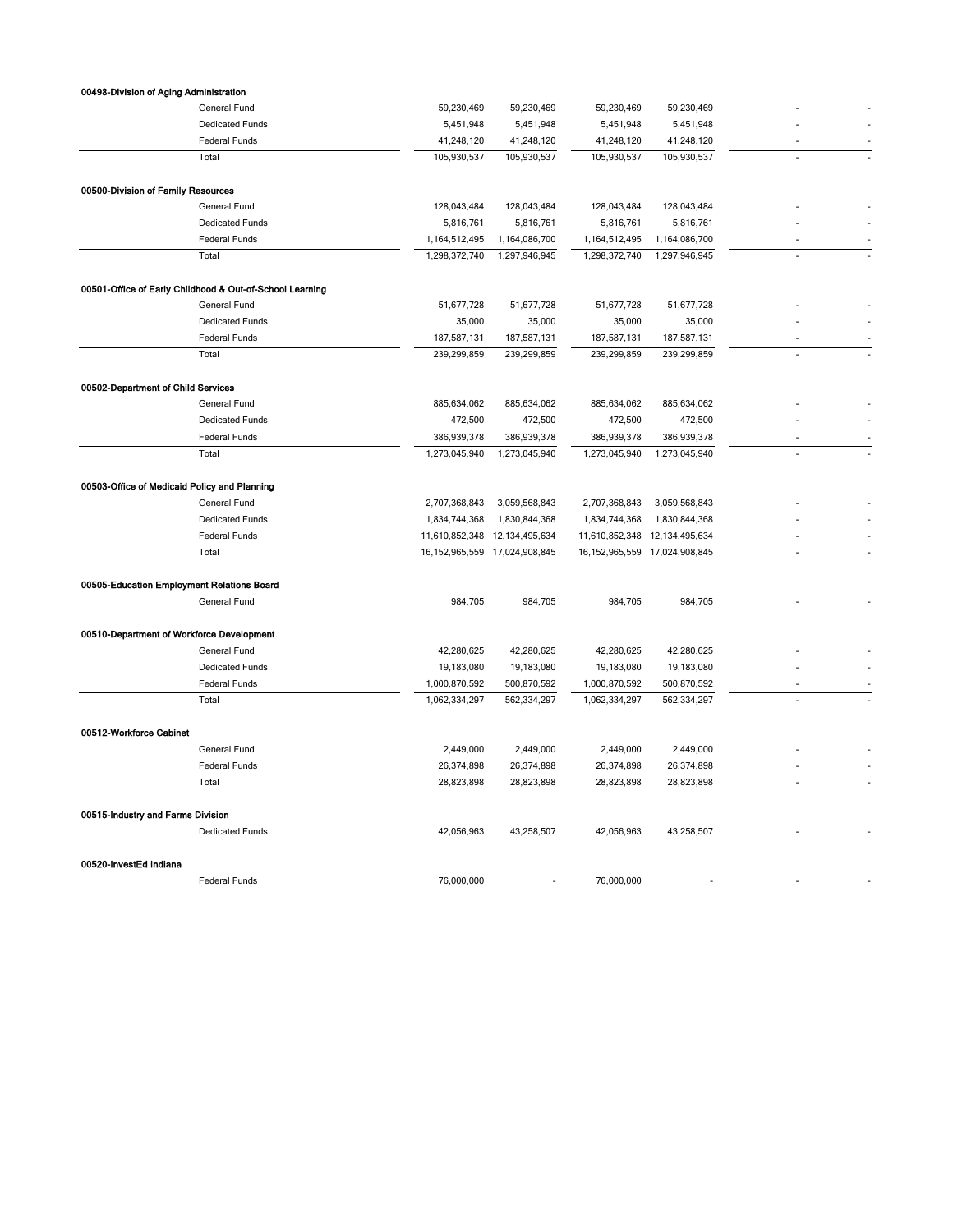| | | | | | | |
|---|---|---|---|---|---|---|
| **00498-Division of Aging Administration** | | | | | | |
| General Fund | 59,230,469 | 59,230,469 | 59,230,469 | 59,230,469 | - | - |
| Dedicated Funds | 5,451,948 | 5,451,948 | 5,451,948 | 5,451,948 | - | - |
| Federal Funds | 41,248,120 | 41,248,120 | 41,248,120 | 41,248,120 | - | - |
| Total | 105,930,537 | 105,930,537 | 105,930,537 | 105,930,537 | - | - |
| **00500-Division of Family Resources** | | | | | | |
| General Fund | 128,043,484 | 128,043,484 | 128,043,484 | 128,043,484 | - | - |
| Dedicated Funds | 5,816,761 | 5,816,761 | 5,816,761 | 5,816,761 | - | - |
| Federal Funds | 1,164,512,495 | 1,164,086,700 | 1,164,512,495 | 1,164,086,700 | - | - |
| Total | 1,298,372,740 | 1,297,946,945 | 1,298,372,740 | 1,297,946,945 | - | - |
| **00501-Office of Early Childhood & Out-of-School Learning** | | | | | | |
| General Fund | 51,677,728 | 51,677,728 | 51,677,728 | 51,677,728 | - | - |
| Dedicated Funds | 35,000 | 35,000 | 35,000 | 35,000 | - | - |
| Federal Funds | 187,587,131 | 187,587,131 | 187,587,131 | 187,587,131 | - | - |
| Total | 239,299,859 | 239,299,859 | 239,299,859 | 239,299,859 | - | - |
| **00502-Department of Child Services** | | | | | | |
| General Fund | 885,634,062 | 885,634,062 | 885,634,062 | 885,634,062 | - | - |
| Dedicated Funds | 472,500 | 472,500 | 472,500 | 472,500 | - | - |
| Federal Funds | 386,939,378 | 386,939,378 | 386,939,378 | 386,939,378 | - | - |
| Total | 1,273,045,940 | 1,273,045,940 | 1,273,045,940 | 1,273,045,940 | - | - |
| **00503-Office of Medicaid Policy and Planning** | | | | | | |
| General Fund | 2,707,368,843 | 3,059,568,843 | 2,707,368,843 | 3,059,568,843 | - | - |
| Dedicated Funds | 1,834,744,368 | 1,830,844,368 | 1,834,744,368 | 1,830,844,368 | - | - |
| Federal Funds | 11,610,852,348 | 12,134,495,634 | 11,610,852,348 | 12,134,495,634 | - | - |
| Total | 16,152,965,559 | 17,024,908,845 | 16,152,965,559 | 17,024,908,845 | - | - |
| **00505-Education Employment Relations Board** | | | | | | |
| General Fund | 984,705 | 984,705 | 984,705 | 984,705 | - | - |
| **00510-Department of Workforce Development** | | | | | | |
| General Fund | 42,280,625 | 42,280,625 | 42,280,625 | 42,280,625 | - | - |
| Dedicated Funds | 19,183,080 | 19,183,080 | 19,183,080 | 19,183,080 | - | - |
| Federal Funds | 1,000,870,592 | 500,870,592 | 1,000,870,592 | 500,870,592 | - | - |
| Total | 1,062,334,297 | 562,334,297 | 1,062,334,297 | 562,334,297 | - | - |
| **00512-Workforce Cabinet** | | | | | | |
| General Fund | 2,449,000 | 2,449,000 | 2,449,000 | 2,449,000 | - | - |
| Federal Funds | 26,374,898 | 26,374,898 | 26,374,898 | 26,374,898 | - | - |
| Total | 28,823,898 | 28,823,898 | 28,823,898 | 28,823,898 | - | - |
| **00515-Industry and Farms Division** | | | | | | |
| Dedicated Funds | 42,056,963 | 43,258,507 | 42,056,963 | 43,258,507 | - | - |
| **00520-InvestEd Indiana** | | | | | | |
| Federal Funds | 76,000,000 | - | 76,000,000 | - | - | - |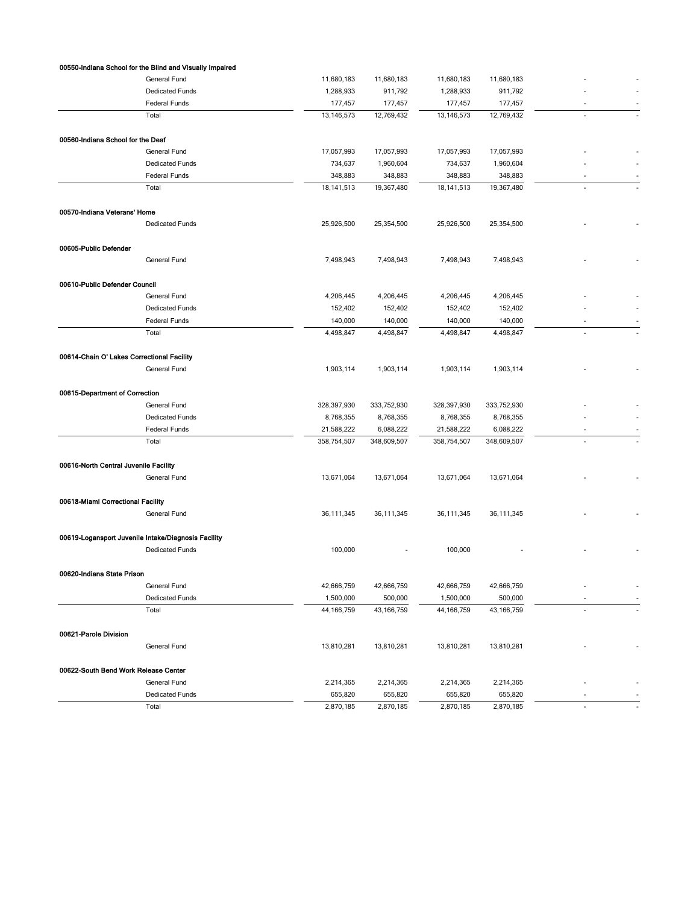| | | | | | | |
|---|---|---|---|---|---|---|
| **00550-Indiana School for the Blind and Visually Impaired** | | | | | | |
| General Fund | 11,680,183 | 11,680,183 | 11,680,183 | 11,680,183 | - | - |
| Dedicated Funds | 1,288,933 | 911,792 | 1,288,933 | 911,792 | - | - |
| Federal Funds | 177,457 | 177,457 | 177,457 | 177,457 | - | - |
| Total | 13,146,573 | 12,769,432 | 13,146,573 | 12,769,432 | - | - |
| **00560-Indiana School for the Deaf** | | | | | | |
| General Fund | 17,057,993 | 17,057,993 | 17,057,993 | 17,057,993 | - | - |
| Dedicated Funds | 734,637 | 1,960,604 | 734,637 | 1,960,604 | - | - |
| Federal Funds | 348,883 | 348,883 | 348,883 | 348,883 | - | - |
| Total | 18,141,513 | 19,367,480 | 18,141,513 | 19,367,480 | - | - |
| **00570-Indiana Veterans' Home** | | | | | | |
| Dedicated Funds | 25,926,500 | 25,354,500 | 25,926,500 | 25,354,500 | - | - |
| **00605-Public Defender** | | | | | | |
| General Fund | 7,498,943 | 7,498,943 | 7,498,943 | 7,498,943 | - | - |
| **00610-Public Defender Council** | | | | | | |
| General Fund | 4,206,445 | 4,206,445 | 4,206,445 | 4,206,445 | - | - |
| Dedicated Funds | 152,402 | 152,402 | 152,402 | 152,402 | - | - |
| Federal Funds | 140,000 | 140,000 | 140,000 | 140,000 | - | - |
| Total | 4,498,847 | 4,498,847 | 4,498,847 | 4,498,847 | - | - |
| **00614-Chain O' Lakes Correctional Facility** | | | | | | |
| General Fund | 1,903,114 | 1,903,114 | 1,903,114 | 1,903,114 | - | - |
| **00615-Department of Correction** | | | | | | |
| General Fund | 328,397,930 | 333,752,930 | 328,397,930 | 333,752,930 | - | - |
| Dedicated Funds | 8,768,355 | 8,768,355 | 8,768,355 | 8,768,355 | - | - |
| Federal Funds | 21,588,222 | 6,088,222 | 21,588,222 | 6,088,222 | - | - |
| Total | 358,754,507 | 348,609,507 | 358,754,507 | 348,609,507 | - | - |
| **00616-North Central Juvenile Facility** | | | | | | |
| General Fund | 13,671,064 | 13,671,064 | 13,671,064 | 13,671,064 | - | - |
| **00618-Miami Correctional Facility** | | | | | | |
| General Fund | 36,111,345 | 36,111,345 | 36,111,345 | 36,111,345 | - | - |
| **00619-Logansport Juvenile Intake/Diagnosis Facility** | | | | | | |
| Dedicated Funds | 100,000 | - | 100,000 | - | - | - |
| **00620-Indiana State Prison** | | | | | | |
| General Fund | 42,666,759 | 42,666,759 | 42,666,759 | 42,666,759 | - | - |
| Dedicated Funds | 1,500,000 | 500,000 | 1,500,000 | 500,000 | - | - |
| Total | 44,166,759 | 43,166,759 | 44,166,759 | 43,166,759 | - | - |
| **00621-Parole Division** | | | | | | |
| General Fund | 13,810,281 | 13,810,281 | 13,810,281 | 13,810,281 | - | - |
| **00622-South Bend Work Release Center** | | | | | | |
| General Fund | 2,214,365 | 2,214,365 | 2,214,365 | 2,214,365 | - | - |
| Dedicated Funds | 655,820 | 655,820 | 655,820 | 655,820 | - | - |
| Total | 2,870,185 | 2,870,185 | 2,870,185 | 2,870,185 | - | - |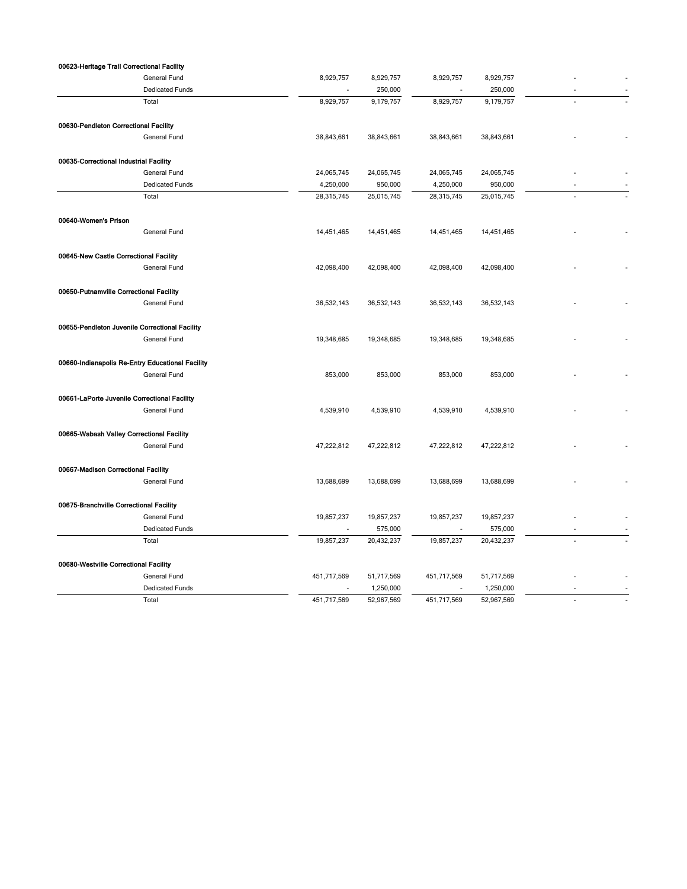| | | | | | | |
|---|---|---|---|---|---|---|
| **00623-Heritage Trail Correctional Facility** | | | | | | |
| General Fund | 8,929,757 | 8,929,757 | 8,929,757 | 8,929,757 | - | - |
| Dedicated Funds | - | 250,000 | - | 250,000 | - | - |
| Total | 8,929,757 | 9,179,757 | 8,929,757 | 9,179,757 | - | - |
| **00630-Pendleton Correctional Facility** | | | | | | |
| General Fund | 38,843,661 | 38,843,661 | 38,843,661 | 38,843,661 | - | - |
| **00635-Correctional Industrial Facility** | | | | | | |
| General Fund | 24,065,745 | 24,065,745 | 24,065,745 | 24,065,745 | - | - |
| Dedicated Funds | 4,250,000 | 950,000 | 4,250,000 | 950,000 | - | - |
| Total | 28,315,745 | 25,015,745 | 28,315,745 | 25,015,745 | - | - |
| **00640-Women's Prison** | | | | | | |
| General Fund | 14,451,465 | 14,451,465 | 14,451,465 | 14,451,465 | - | - |
| **00645-New Castle Correctional Facility** | | | | | | |
| General Fund | 42,098,400 | 42,098,400 | 42,098,400 | 42,098,400 | - | - |
| **00650-Putnamville Correctional Facility** | | | | | | |
| General Fund | 36,532,143 | 36,532,143 | 36,532,143 | 36,532,143 | - | - |
| **00655-Pendleton Juvenile Correctional Facility** | | | | | | |
| General Fund | 19,348,685 | 19,348,685 | 19,348,685 | 19,348,685 | - | - |
| **00660-Indianapolis Re-Entry Educational Facility** | | | | | | |
| General Fund | 853,000 | 853,000 | 853,000 | 853,000 | - | - |
| **00661-LaPorte Juvenile Correctional Facility** | | | | | | |
| General Fund | 4,539,910 | 4,539,910 | 4,539,910 | 4,539,910 | - | - |
| **00665-Wabash Valley Correctional Facility** | | | | | | |
| General Fund | 47,222,812 | 47,222,812 | 47,222,812 | 47,222,812 | - | - |
| **00667-Madison Correctional Facility** | | | | | | |
| General Fund | 13,688,699 | 13,688,699 | 13,688,699 | 13,688,699 | - | - |
| **00675-Branchville Correctional Facility** | | | | | | |
| General Fund | 19,857,237 | 19,857,237 | 19,857,237 | 19,857,237 | - | - |
| Dedicated Funds | - | 575,000 | - | 575,000 | - | - |
| Total | 19,857,237 | 20,432,237 | 19,857,237 | 20,432,237 | - | - |
| **00680-Westville Correctional Facility** | | | | | | |
| General Fund | 451,717,569 | 51,717,569 | 451,717,569 | 51,717,569 | - | - |
| Dedicated Funds | - | 1,250,000 | - | 1,250,000 | - | - |
| Total | 451,717,569 | 52,967,569 | 451,717,569 | 52,967,569 | - | - |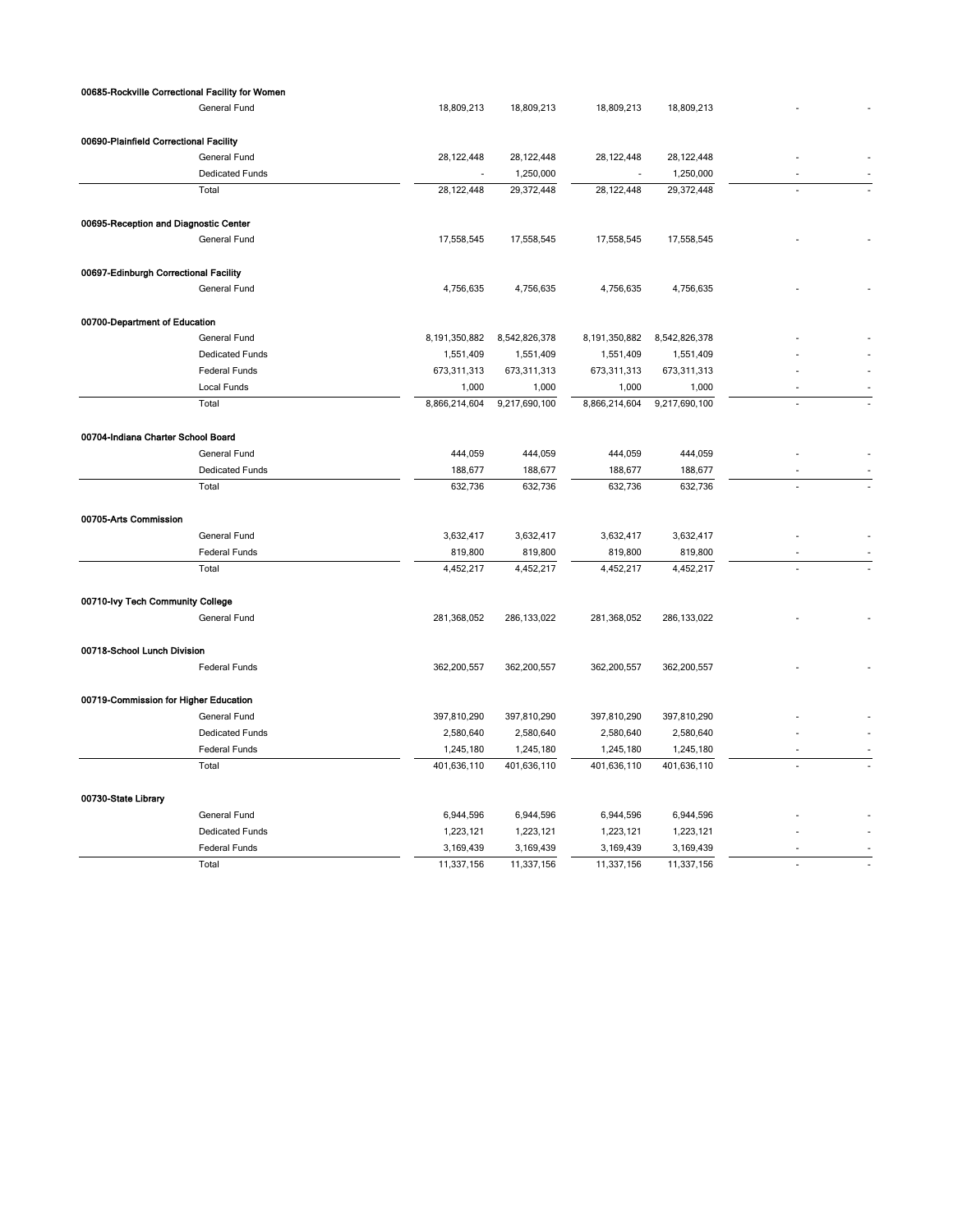| | | | | | | |
|---|---|---|---|---|---|---|
| **00685-Rockville Correctional Facility for Women** | | | | | | |
| General Fund | 18,809,213 | 18,809,213 | 18,809,213 | 18,809,213 | - | - |
| | | | | | | |
| **00690-Plainfield Correctional Facility** | | | | | | |
| General Fund | 28,122,448 | 28,122,448 | 28,122,448 | 28,122,448 | - | - |
| Dedicated Funds | - | 1,250,000 | - | 1,250,000 | - | - |
| Total | 28,122,448 | 29,372,448 | 28,122,448 | 29,372,448 | - | - |
| | | | | | | |
| **00695-Reception and Diagnostic Center** | | | | | | |
| General Fund | 17,558,545 | 17,558,545 | 17,558,545 | 17,558,545 | - | - |
| | | | | | | |
| **00697-Edinburgh Correctional Facility** | | | | | | |
| General Fund | 4,756,635 | 4,756,635 | 4,756,635 | 4,756,635 | - | - |
| | | | | | | |
| **00700-Department of Education** | | | | | | |
| General Fund | 8,191,350,882 | 8,542,826,378 | 8,191,350,882 | 8,542,826,378 | - | - |
| Dedicated Funds | 1,551,409 | 1,551,409 | 1,551,409 | 1,551,409 | - | - |
| Federal Funds | 673,311,313 | 673,311,313 | 673,311,313 | 673,311,313 | - | - |
| Local Funds | 1,000 | 1,000 | 1,000 | 1,000 | - | - |
| Total | 8,866,214,604 | 9,217,690,100 | 8,866,214,604 | 9,217,690,100 | - | - |
| | | | | | | |
| **00704-Indiana Charter School Board** | | | | | | |
| General Fund | 444,059 | 444,059 | 444,059 | 444,059 | - | - |
| Dedicated Funds | 188,677 | 188,677 | 188,677 | 188,677 | - | - |
| Total | 632,736 | 632,736 | 632,736 | 632,736 | - | - |
| | | | | | | |
| **00705-Arts Commission** | | | | | | |
| General Fund | 3,632,417 | 3,632,417 | 3,632,417 | 3,632,417 | - | - |
| Federal Funds | 819,800 | 819,800 | 819,800 | 819,800 | - | - |
| Total | 4,452,217 | 4,452,217 | 4,452,217 | 4,452,217 | - | - |
| | | | | | | |
| **00710-Ivy Tech Community College** | | | | | | |
| General Fund | 281,368,052 | 286,133,022 | 281,368,052 | 286,133,022 | - | - |
| | | | | | | |
| **00718-School Lunch Division** | | | | | | |
| Federal Funds | 362,200,557 | 362,200,557 | 362,200,557 | 362,200,557 | - | - |
| | | | | | | |
| **00719-Commission for Higher Education** | | | | | | |
| General Fund | 397,810,290 | 397,810,290 | 397,810,290 | 397,810,290 | - | - |
| Dedicated Funds | 2,580,640 | 2,580,640 | 2,580,640 | 2,580,640 | - | - |
| Federal Funds | 1,245,180 | 1,245,180 | 1,245,180 | 1,245,180 | - | - |
| Total | 401,636,110 | 401,636,110 | 401,636,110 | 401,636,110 | - | - |
| | | | | | | |
| **00730-State Library** | | | | | | |
| General Fund | 6,944,596 | 6,944,596 | 6,944,596 | 6,944,596 | - | - |
| Dedicated Funds | 1,223,121 | 1,223,121 | 1,223,121 | 1,223,121 | - | - |
| Federal Funds | 3,169,439 | 3,169,439 | 3,169,439 | 3,169,439 | - | - |
| Total | 11,337,156 | 11,337,156 | 11,337,156 | 11,337,156 | - | - |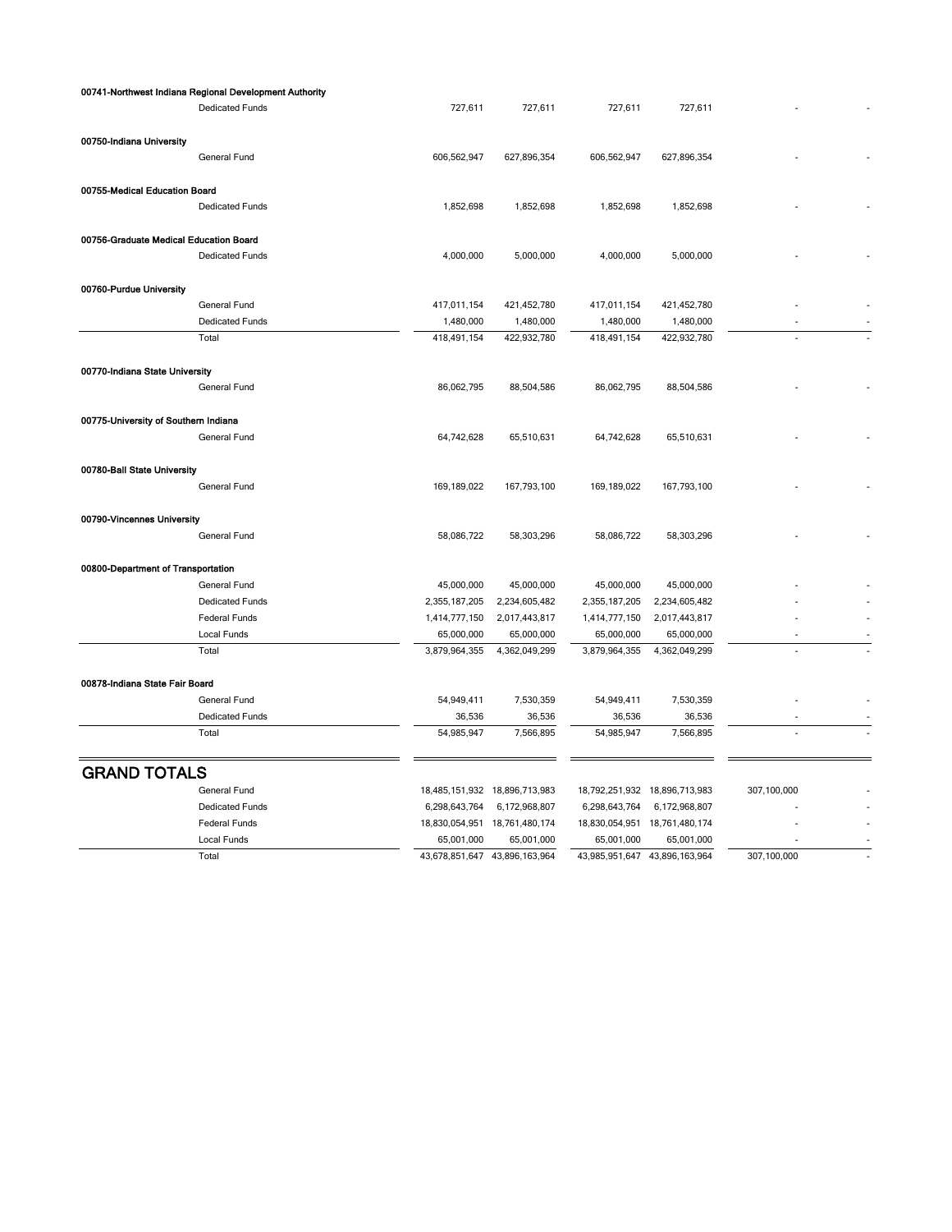| | | | | | | | |
|---|---|---|---|---|---|---|---|
| **00741-Northwest Indiana Regional Development Authority** | | | | | | | |
| | Dedicated Funds | 727,611 | 727,611 | 727,611 | 727,611 | - | - |
| **00750-Indiana University** | | | | | | | |
| | General Fund | 606,562,947 | 627,896,354 | 606,562,947 | 627,896,354 | - | - |
| **00755-Medical Education Board** | | | | | | | |
| | Dedicated Funds | 1,852,698 | 1,852,698 | 1,852,698 | 1,852,698 | - | - |
| **00756-Graduate Medical Education Board** | | | | | | | |
| | Dedicated Funds | 4,000,000 | 5,000,000 | 4,000,000 | 5,000,000 | - | - |
| **00760-Purdue University** | | | | | | | |
| | General Fund | 417,011,154 | 421,452,780 | 417,011,154 | 421,452,780 | - | - |
| | Dedicated Funds | 1,480,000 | 1,480,000 | 1,480,000 | 1,480,000 | - | - |
| | Total | 418,491,154 | 422,932,780 | 418,491,154 | 422,932,780 | - | - |
| **00770-Indiana State University** | | | | | | | |
| | General Fund | 86,062,795 | 88,504,586 | 86,062,795 | 88,504,586 | - | - |
| **00775-University of Southern Indiana** | | | | | | | |
| | General Fund | 64,742,628 | 65,510,631 | 64,742,628 | 65,510,631 | - | - |
| **00780-Ball State University** | | | | | | | |
| | General Fund | 169,189,022 | 167,793,100 | 169,189,022 | 167,793,100 | - | - |
| **00790-Vincennes University** | | | | | | | |
| | General Fund | 58,086,722 | 58,303,296 | 58,086,722 | 58,303,296 | - | - |
| **00800-Department of Transportation** | | | | | | | |
| | General Fund | 45,000,000 | 45,000,000 | 45,000,000 | 45,000,000 | - | - |
| | Dedicated Funds | 2,355,187,205 | 2,234,605,482 | 2,355,187,205 | 2,234,605,482 | - | - |
| | Federal Funds | 1,414,777,150 | 2,017,443,817 | 1,414,777,150 | 2,017,443,817 | - | - |
| | Local Funds | 65,000,000 | 65,000,000 | 65,000,000 | 65,000,000 | - | - |
| | Total | 3,879,964,355 | 4,362,049,299 | 3,879,964,355 | 4,362,049,299 | - | - |
| **00878-Indiana State Fair Board** | | | | | | | |
| | General Fund | 54,949,411 | 7,530,359 | 54,949,411 | 7,530,359 | - | - |
| | Dedicated Funds | 36,536 | 36,536 | 36,536 | 36,536 | - | - |
| | Total | 54,985,947 | 7,566,895 | 54,985,947 | 7,566,895 | - | - |
| **GRAND TOTALS** | | | | | | | |
| | General Fund | 18,485,151,932 | 18,896,713,983 | 18,792,251,932 | 18,896,713,983 | 307,100,000 | - |
| | Dedicated Funds | 6,298,643,764 | 6,172,968,807 | 6,298,643,764 | 6,172,968,807 | - | - |
| | Federal Funds | 18,830,054,951 | 18,761,480,174 | 18,830,054,951 | 18,761,480,174 | - | - |
| | Local Funds | 65,001,000 | 65,001,000 | 65,001,000 | 65,001,000 | - | - |
| | Total | 43,678,851,647 | 43,896,163,964 | 43,985,951,647 | 43,896,163,964 | 307,100,000 | - |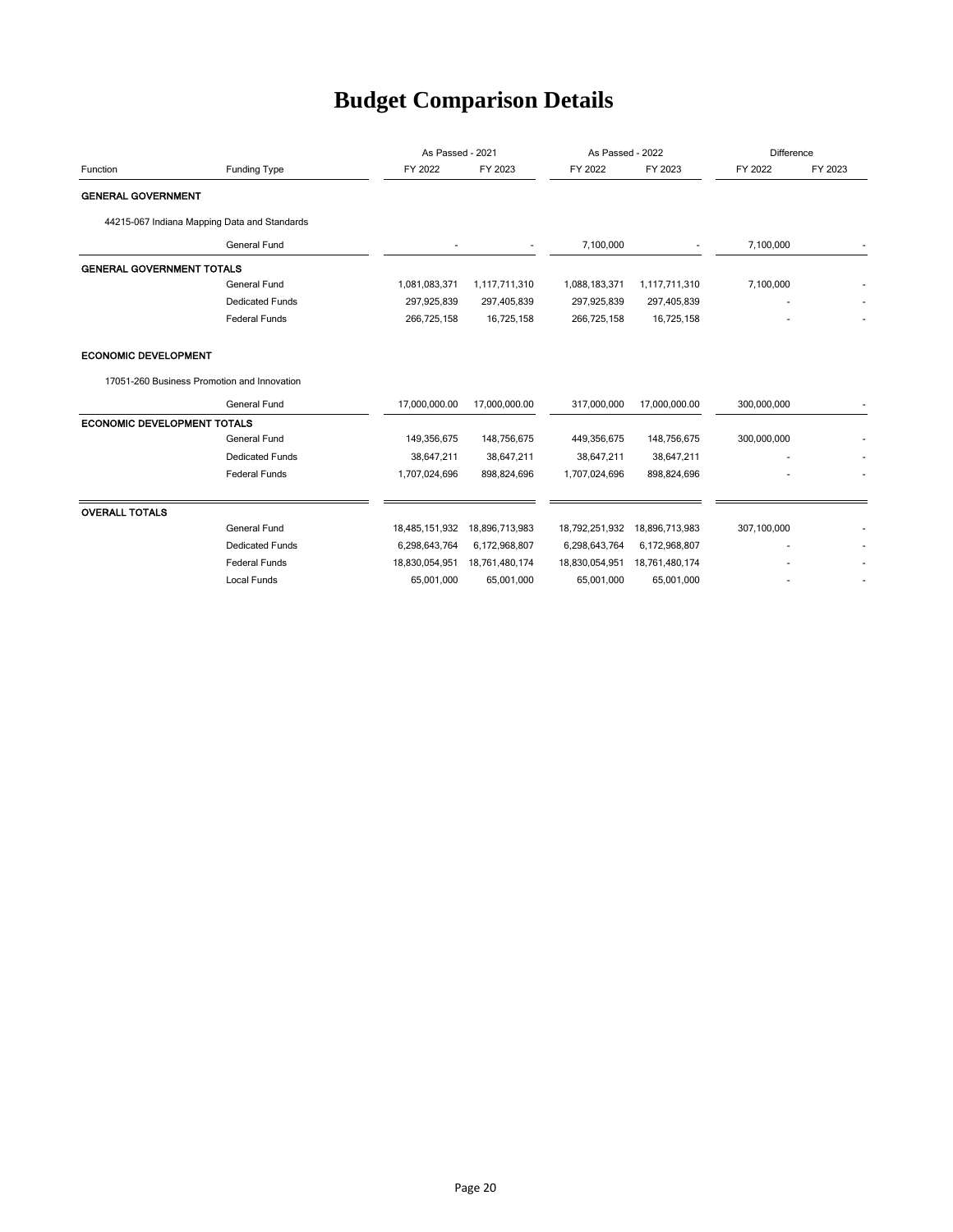# Budget Comparison Details

| Function | Funding Type | As Passed - 2021 | | As Passed - 2022 | | Difference | |
|---|---|---|---|---|---|---|---|
| | | FY 2022 | FY 2023 | FY 2022 | FY 2023 | FY 2022 | FY 2023 |
| **GENERAL GOVERNMENT** | | | | | | | |
| 44215-067 Indiana Mapping Data and Standards | | | | | | | |
| | General Fund | - | - | 7,100,000 | - | 7,100,000 | - |
| **GENERAL GOVERNMENT TOTALS** | | | | | | | |
| | General Fund | 1,081,083,371 | 1,117,711,310 | 1,088,183,371 | 1,117,711,310 | 7,100,000 | - |
| | Dedicated Funds | 297,925,839 | 297,405,839 | 297,925,839 | 297,405,839 | - | - |
| | Federal Funds | 266,725,158 | 16,725,158 | 266,725,158 | 16,725,158 | - | - |
| **ECONOMIC DEVELOPMENT** | | | | | | | |
| 17051-260 Business Promotion and Innovation | | | | | | | |
| | General Fund | 17,000,000.00 | 17,000,000.00 | 317,000,000 | 17,000,000.00 | 300,000,000 | - |
| **ECONOMIC DEVELOPMENT TOTALS** | | | | | | | |
| | General Fund | 149,356,675 | 148,756,675 | 449,356,675 | 148,756,675 | 300,000,000 | - |
| | Dedicated Funds | 38,647,211 | 38,647,211 | 38,647,211 | 38,647,211 | - | - |
| | Federal Funds | 1,707,024,696 | 898,824,696 | 1,707,024,696 | 898,824,696 | - | - |
| **OVERALL TOTALS** | | | | | | | |
| | General Fund | 18,485,151,932 | 18,896,713,983 | 18,792,251,932 | 18,896,713,983 | 307,100,000 | - |
| | Dedicated Funds | 6,298,643,764 | 6,172,968,807 | 6,298,643,764 | 6,172,968,807 | - | - |
| | Federal Funds | 18,830,054,951 | 18,761,480,174 | 18,830,054,951 | 18,761,480,174 | - | - |
| | Local Funds | 65,001,000 | 65,001,000 | 65,001,000 | 65,001,000 | - | - |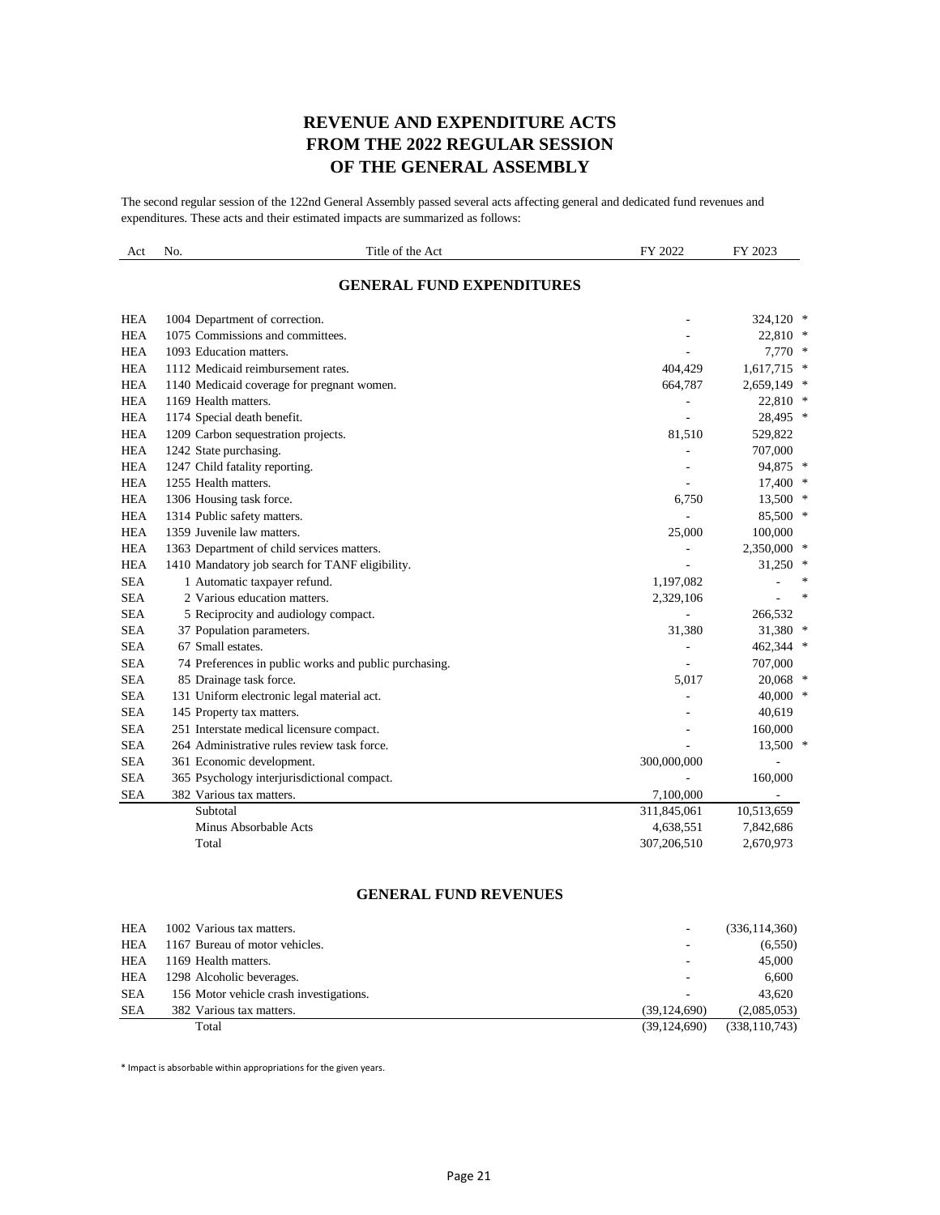# REVENUE AND EXPENDITURE ACTS
# FROM THE 2022 REGULAR SESSION
# OF THE GENERAL ASSEMBLY

The second regular session of the 122nd General Assembly passed several acts affecting general and dedicated fund revenues and expenditures. These acts and their estimated impacts are summarized as follows:

## GENERAL FUND EXPENDITURES

| Act | No. | Title of the Act | FY 2022 | FY 2023 | |
|---|---|---|---|---|---|
| HEA | 1004 | Department of correction. | - | 324,120 | * |
| HEA | 1075 | Commissions and committees. | - | 22,810 | * |
| HEA | 1093 | Education matters. | - | 7,770 | * |
| HEA | 1112 | Medicaid reimbursement rates. | 404,429 | 1,617,715 | * |
| HEA | 1140 | Medicaid coverage for pregnant women. | 664,787 | 2,659,149 | * |
| HEA | 1169 | Health matters. | - | 22,810 | * |
| HEA | 1174 | Special death benefit. | - | 28,495 | * |
| HEA | 1209 | Carbon sequestration projects. | 81,510 | 529,822 | |
| HEA | 1242 | State purchasing. | - | 707,000 | |
| HEA | 1247 | Child fatality reporting. | - | 94,875 | * |
| HEA | 1255 | Health matters. | - | 17,400 | * |
| HEA | 1306 | Housing task force. | 6,750 | 13,500 | * |
| HEA | 1314 | Public safety matters. | - | 85,500 | * |
| HEA | 1359 | Juvenile law matters. | 25,000 | 100,000 | |
| HEA | 1363 | Department of child services matters. | - | 2,350,000 | * |
| HEA | 1410 | Mandatory job search for TANF eligibility. | - | 31,250 | * |
| SEA | 1 | Automatic taxpayer refund. | 1,197,082 | - | * |
| SEA | 2 | Various education matters. | 2,329,106 | - | * |
| SEA | 5 | Reciprocity and audiology compact. | - | 266,532 | |
| SEA | 37 | Population parameters. | 31,380 | 31,380 | * |
| SEA | 67 | Small estates. | - | 462,344 | * |
| SEA | 74 | Preferences in public works and public purchasing. | - | 707,000 | |
| SEA | 85 | Drainage task force. | 5,017 | 20,068 | * |
| SEA | 131 | Uniform electronic legal material act. | - | 40,000 | * |
| SEA | 145 | Property tax matters. | - | 40,619 | |
| SEA | 251 | Interstate medical licensure compact. | - | 160,000 | |
| SEA | 264 | Administrative rules review task force. | - | 13,500 | * |
| SEA | 361 | Economic development. | 300,000,000 | - | |
| SEA | 365 | Psychology interjurisdictional compact. | - | 160,000 | |
| SEA | 382 | Various tax matters. | 7,100,000 | - | |
| | | Subtotal | 311,845,061 | 10,513,659 | |
| | | Minus Absorbable Acts | 4,638,551 | 7,842,686 | |
| | | Total | 307,206,510 | 2,670,973 | |

## GENERAL FUND REVENUES

| Act | No. | Title of the Act | FY 2022 | FY 2023 |
|---|---|---|---|---|
| HEA | 1002 | Various tax matters. | - | (336,114,360) |
| HEA | 1167 | Bureau of motor vehicles. | - | (6,550) |
| HEA | 1169 | Health matters. | - | 45,000 |
| HEA | 1298 | Alcoholic beverages. | - | 6,600 |
| SEA | 156 | Motor vehicle crash investigations. | - | 43,620 |
| SEA | 382 | Various tax matters. | (39,124,690) | (2,085,053) |
| | | Total | (39,124,690) | (338,110,743) |

* Impact is absorbable within appropriations for the given years.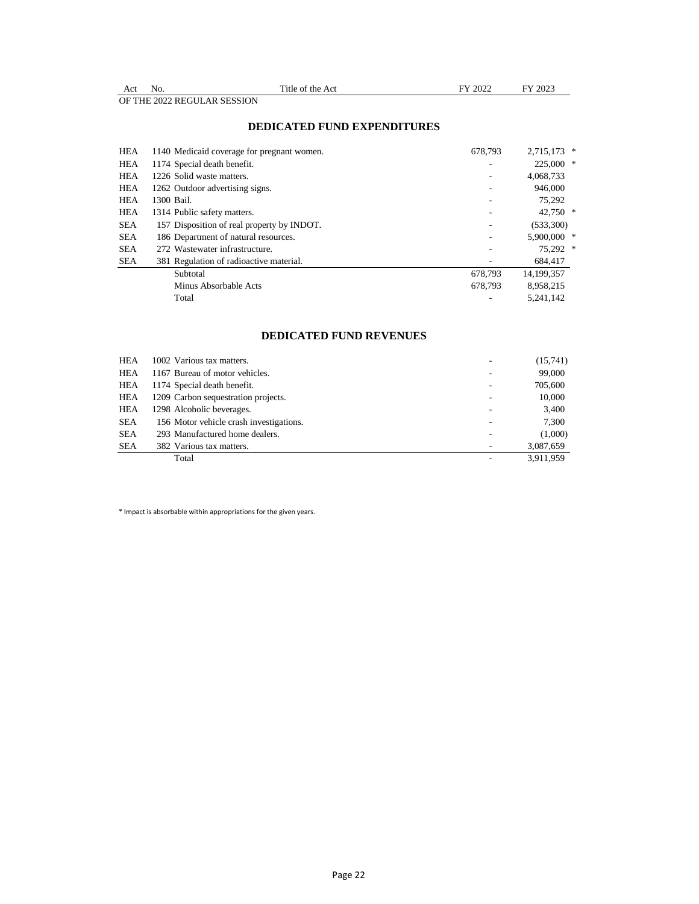| Act | No. | Title of the Act | FY 2022 | FY 2023 |
|---|---|---|---|---|

OF THE 2022 REGULAR SESSION

## DEDICATED FUND EXPENDITURES

| Act | No. | Title of the Act | FY 2022 | FY 2023 | |
|---|---|---|---|---|---|
| HEA | 1140 | Medicaid coverage for pregnant women. | 678,793 | 2,715,173 | * |
| HEA | 1174 | Special death benefit. | - | 225,000 | * |
| HEA | 1226 | Solid waste matters. | - | 4,068,733 | |
| HEA | 1262 | Outdoor advertising signs. | - | 946,000 | |
| HEA | 1300 | Bail. | - | 75,292 | |
| HEA | 1314 | Public safety matters. | - | 42,750 | * |
| SEA | 157 | Disposition of real property by INDOT. | - | (533,300) | |
| SEA | 186 | Department of natural resources. | - | 5,900,000 | * |
| SEA | 272 | Wastewater infrastructure. | - | 75,292 | * |
| SEA | 381 | Regulation of radioactive material. | - | 684,417 | |
| | | Subtotal | 678,793 | 14,199,357 | |
| | | Minus Absorbable Acts | 678,793 | 8,958,215 | |
| | | Total | - | 5,241,142 | |

## DEDICATED FUND REVENUES

| Act | No. | Title of the Act | FY 2022 | FY 2023 |
|---|---|---|---|---|
| HEA | 1002 | Various tax matters. | - | (15,741) |
| HEA | 1167 | Bureau of motor vehicles. | - | 99,000 |
| HEA | 1174 | Special death benefit. | - | 705,600 |
| HEA | 1209 | Carbon sequestration projects. | - | 10,000 |
| HEA | 1298 | Alcoholic beverages. | - | 3,400 |
| SEA | 156 | Motor vehicle crash investigations. | - | 7,300 |
| SEA | 293 | Manufactured home dealers. | - | (1,000) |
| SEA | 382 | Various tax matters. | - | 3,087,659 |
| | | Total | - | 3,911,959 |

* Impact is absorbable within appropriations for the given years.